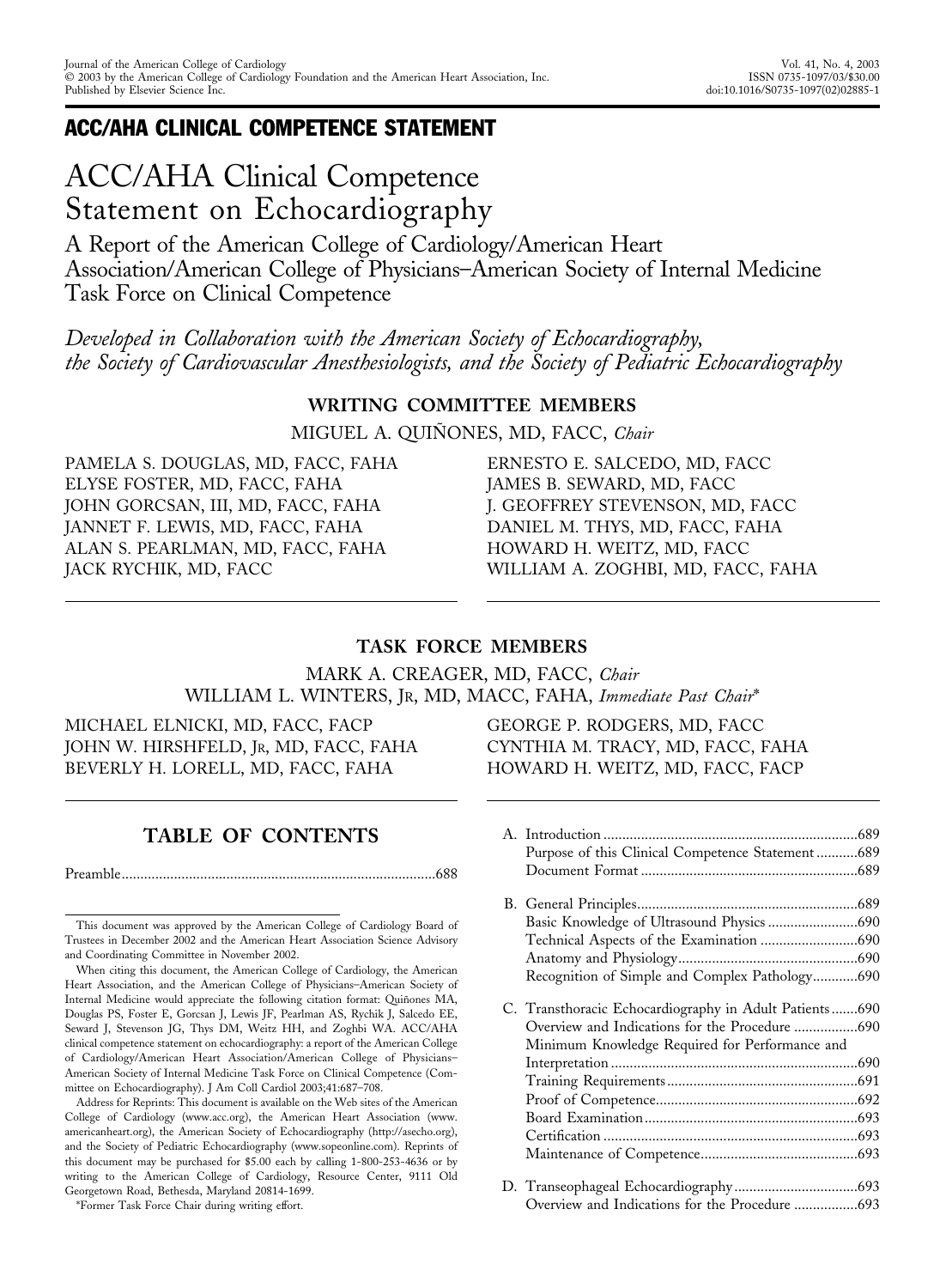## ACC/AHA CLINICAL COMPETENCE STATEMENT

# ACC/AHA Clinical Competence Statement on Echocardiography

A Report of the American College of Cardiology/American Heart Association/American College of Physicians–American Society of Internal Medicine Task Force on Clinical Competence

*Developed in Collaboration with the American Society of Echocardiography, the Society of Cardiovascular Anesthesiologists, and the Society of Pediatric Echocardiography*

### WRITING COMMITTEE MEMBERS

MIGUEL A. QUIÑONES, MD, FACC, *Chair*

PAMELA S. DOUGLAS, MD, FACC, FAHA
ELYSE FOSTER, MD, FACC, FAHA
JOHN GORCSAN, III, MD, FACC, FAHA
JANNET F. LEWIS, MD, FACC, FAHA
ALAN S. PEARLMAN, MD, FACC, FAHA
JACK RYCHIK, MD, FACC
ERNESTO E. SALCEDO, MD, FACC
JAMES B. SEWARD, MD, FACC
J. GEOFFREY STEVENSON, MD, FACC
DANIEL M. THYS, MD, FACC, FAHA
HOWARD H. WEITZ, MD, FACC
WILLIAM A. ZOGHBI, MD, FACC, FAHA

### TASK FORCE MEMBERS

MARK A. CREAGER, MD, FACC, *Chair*
WILLIAM L. WINTERS, JR, MD, MACC, FAHA, *Immediate Past Chair**

MICHAEL ELNICKI, MD, FACC, FACP
JOHN W. HIRSHFELD, JR, MD, FACC, FAHA
BEVERLY H. LORELL, MD, FACC, FAHA
GEORGE P. RODGERS, MD, FACC
CYNTHIA M. TRACY, MD, FACC, FAHA
HOWARD H. WEITZ, MD, FACC, FACP

## TABLE OF CONTENTS

Preamble....................688

A. Introduction....................689
 Purpose of this Clinical Competence Statement....................689
 Document Format....................689

B. General Principles....................689
 Basic Knowledge of Ultrasound Physics....................690
 Technical Aspects of the Examination....................690
 Anatomy and Physiology....................690
 Recognition of Simple and Complex Pathology....................690

C. Transthoracic Echocardiography in Adult Patients....................690
 Overview and Indications for the Procedure....................690
 Minimum Knowledge Required for Performance and Interpretation....................690
 Training Requirements....................691
 Proof of Competence....................692
 Board Examination....................693
 Certification....................693
 Maintenance of Competence....................693

D. Transesophageal Echocardiography....................693
 Overview and Indications for the Procedure....................693

This document was approved by the American College of Cardiology Board of Trustees in December 2002 and the American Heart Association Science Advisory and Coordinating Committee in November 2002.

When citing this document, the American College of Cardiology, the American Heart Association, and the American College of Physicians–American Society of Internal Medicine would appreciate the following citation format: Quiñones MA, Douglas PS, Foster E, Gorcsan J, Lewis JF, Pearlman AS, Rychik J, Salcedo EE, Seward J, Stevenson JG, Thys DM, Weitz HH, and Zoghbi WA. ACC/AHA clinical competence statement on echocardiography: a report of the American College of Cardiology/American Heart Association/American College of Physicians–American Society of Internal Medicine Task Force on Clinical Competence (Committee on Echocardiography). J Am Coll Cardiol 2003;41:687–708.

Address for Reprints: This document is available on the Web sites of the American College of Cardiology (www.acc.org), the American Heart Association (www.americanheart.org), the American Society of Echocardiography (http://asecho.org), and the Society of Pediatric Echocardiography (www.sopeonline.com). Reprints of this document may be purchased for $5.00 each by calling 1-800-253-4636 or by writing to the American College of Cardiology, Resource Center, 9111 Old Georgetown Road, Bethesda, Maryland 20814-1699.

*Former Task Force Chair during writing effort.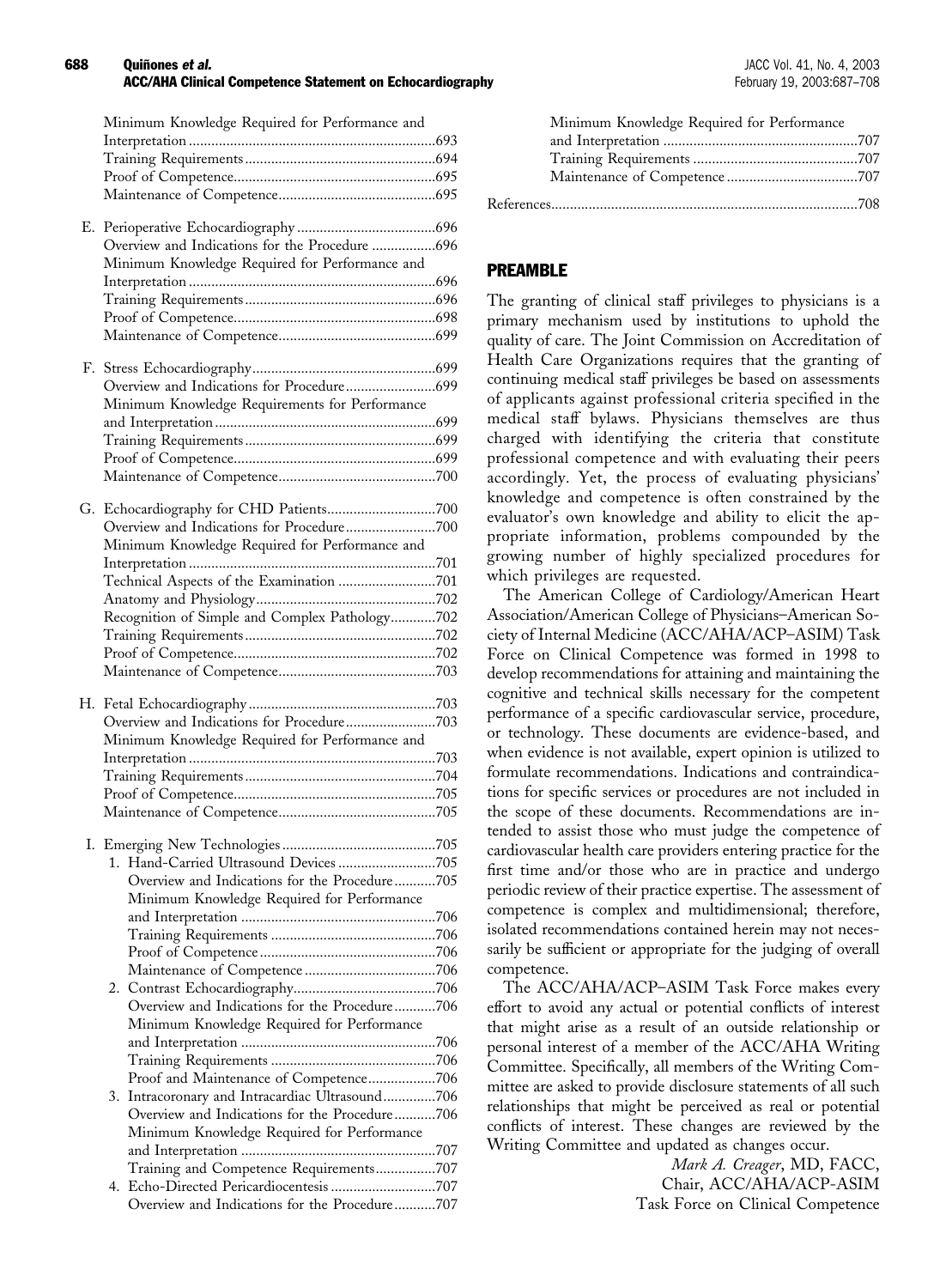Minimum Knowledge Required for Performance and Interpretation ....693
Training Requirements ....694
Proof of Competence ....695
Maintenance of Competence ....695

E. Perioperative Echocardiography ....696
Overview and Indications for the Procedure ....696
Minimum Knowledge Required for Performance and Interpretation ....696
Training Requirements ....696
Proof of Competence ....698
Maintenance of Competence ....699

F. Stress Echocardiography ....699
Overview and Indications for Procedure ....699
Minimum Knowledge Requirements for Performance and Interpretation ....699
Training Requirements ....699
Proof of Competence ....699
Maintenance of Competence ....700

G. Echocardiography for CHD Patients ....700
Overview and Indications for Procedure ....700
Minimum Knowledge Required for Performance and Interpretation ....701
Technical Aspects of the Examination ....701
Anatomy and Physiology ....702
Recognition of Simple and Complex Pathology ....702
Training Requirements ....702
Proof of Competence ....702
Maintenance of Competence ....703

H. Fetal Echocardiography ....703
Overview and Indications for Procedure ....703
Minimum Knowledge Required for Performance and Interpretation ....703
Training Requirements ....704
Proof of Competence ....705
Maintenance of Competence ....705

I. Emerging New Technologies ....705
1. Hand-Carried Ultrasound Devices ....705
Overview and Indications for the Procedure ....705
Minimum Knowledge Required for Performance and Interpretation ....706
Training Requirements ....706
Proof of Competence ....706
Maintenance of Competence ....706
2. Contrast Echocardiography ....706
Overview and Indications for the Procedure ....706
Minimum Knowledge Required for Performance and Interpretation ....706
Training Requirements ....706
Proof and Maintenance of Competence ....706
3. Intracoronary and Intracardiac Ultrasound ....706
Overview and Indications for the Procedure ....706
Minimum Knowledge Required for Performance and Interpretation ....707
Training and Competence Requirements ....707
4. Echo-Directed Pericardiocentesis ....707
Overview and Indications for the Procedure ....707
Minimum Knowledge Required for Performance and Interpretation ....707
Training Requirements ....707
Maintenance of Competence ....707

References ....708

## PREAMBLE

The granting of clinical staff privileges to physicians is a primary mechanism used by institutions to uphold the quality of care. The Joint Commission on Accreditation of Health Care Organizations requires that the granting of continuing medical staff privileges be based on assessments of applicants against professional criteria specified in the medical staff bylaws. Physicians themselves are thus charged with identifying the criteria that constitute professional competence and with evaluating their peers accordingly. Yet, the process of evaluating physicians' knowledge and competence is often constrained by the evaluator's own knowledge and ability to elicit the appropriate information, problems compounded by the growing number of highly specialized procedures for which privileges are requested.

The American College of Cardiology/American Heart Association/American College of Physicians–American Society of Internal Medicine (ACC/AHA/ACP–ASIM) Task Force on Clinical Competence was formed in 1998 to develop recommendations for attaining and maintaining the cognitive and technical skills necessary for the competent performance of a specific cardiovascular service, procedure, or technology. These documents are evidence-based, and when evidence is not available, expert opinion is utilized to formulate recommendations. Indications and contraindications for specific services or procedures are not included in the scope of these documents. Recommendations are intended to assist those who must judge the competence of cardiovascular health care providers entering practice for the first time and/or those who are in practice and undergo periodic review of their practice expertise. The assessment of competence is complex and multidimensional; therefore, isolated recommendations contained herein may not necessarily be sufficient or appropriate for the judging of overall competence.

The ACC/AHA/ACP–ASIM Task Force makes every effort to avoid any actual or potential conflicts of interest that might arise as a result of an outside relationship or personal interest of a member of the ACC/AHA Writing Committee. Specifically, all members of the Writing Committee are asked to provide disclosure statements of all such relationships that might be perceived as real or potential conflicts of interest. These changes are reviewed by the Writing Committee and updated as changes occur.

*Mark A. Creager*, MD, FACC,
Chair, ACC/AHA/ACP-ASIM
Task Force on Clinical Competence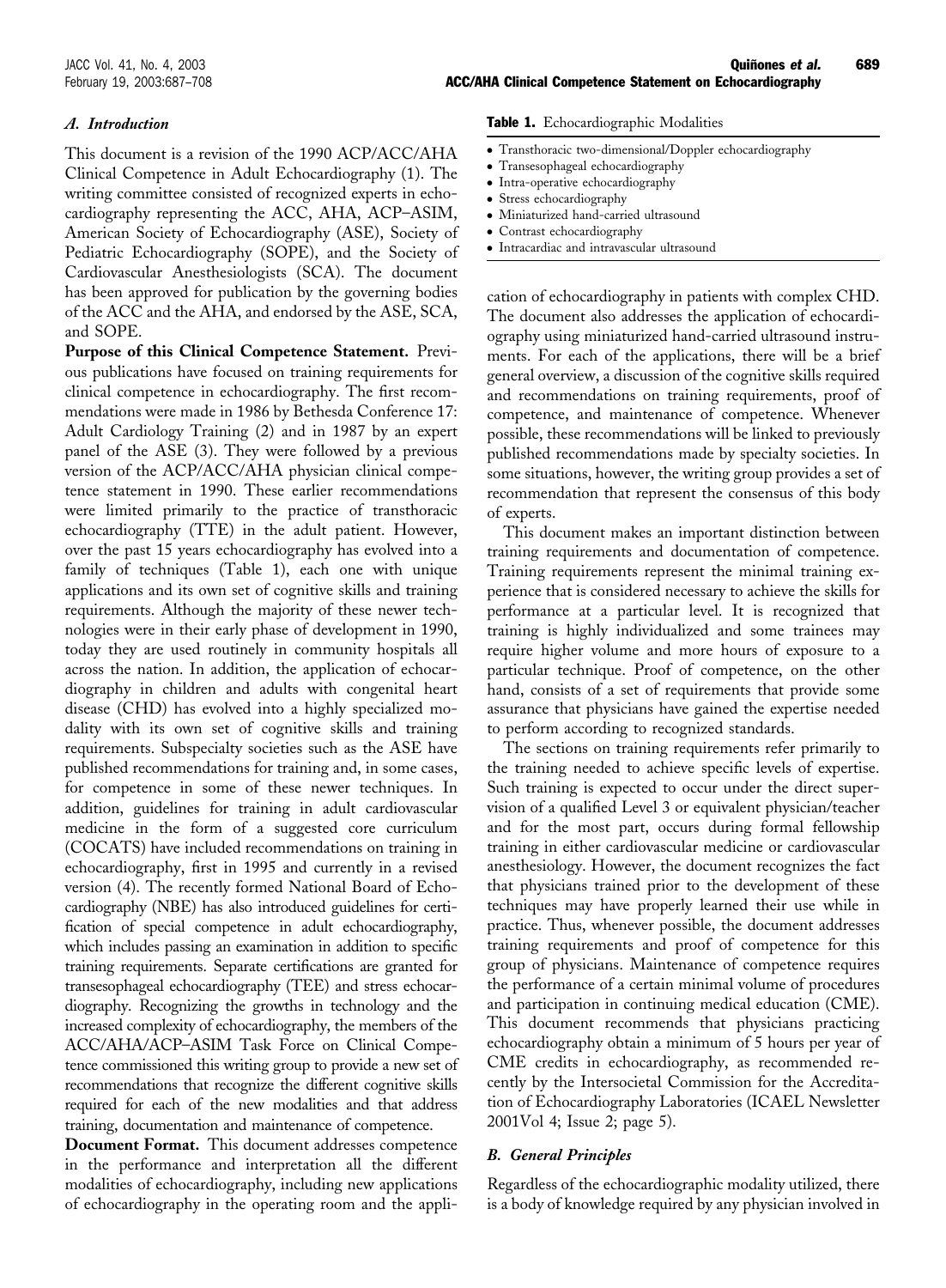### *A. Introduction*

This document is a revision of the 1990 ACP/ACC/AHA Clinical Competence in Adult Echocardiography (1). The writing committee consisted of recognized experts in echocardiography representing the ACC, AHA, ACP–ASIM, American Society of Echocardiography (ASE), Society of Pediatric Echocardiography (SOPE), and the Society of Cardiovascular Anesthesiologists (SCA). The document has been approved for publication by the governing bodies of the ACC and the AHA, and endorsed by the ASE, SCA, and SOPE.

**Purpose of this Clinical Competence Statement.** Previous publications have focused on training requirements for clinical competence in echocardiography. The first recommendations were made in 1986 by Bethesda Conference 17: Adult Cardiology Training (2) and in 1987 by an expert panel of the ASE (3). They were followed by a previous version of the ACP/ACC/AHA physician clinical competence statement in 1990. These earlier recommendations were limited primarily to the practice of transthoracic echocardiography (TTE) in the adult patient. However, over the past 15 years echocardiography has evolved into a family of techniques (Table 1), each one with unique applications and its own set of cognitive skills and training requirements. Although the majority of these newer technologies were in their early phase of development in 1990, today they are used routinely in community hospitals all across the nation. In addition, the application of echocardiography in children and adults with congenital heart disease (CHD) has evolved into a highly specialized modality with its own set of cognitive skills and training requirements. Subspecialty societies such as the ASE have published recommendations for training and, in some cases, for competence in some of these newer techniques. In addition, guidelines for training in adult cardiovascular medicine in the form of a suggested core curriculum (COCATS) have included recommendations on training in echocardiography, first in 1995 and currently in a revised version (4). The recently formed National Board of Echocardiography (NBE) has also introduced guidelines for certification of special competence in adult echocardiography, which includes passing an examination in addition to specific training requirements. Separate certifications are granted for transesophageal echocardiography (TEE) and stress echocardiography. Recognizing the growths in technology and the increased complexity of echocardiography, the members of the ACC/AHA/ACP–ASIM Task Force on Clinical Competence commissioned this writing group to provide a new set of recommendations that recognize the different cognitive skills required for each of the new modalities and that address training, documentation and maintenance of competence.

**Document Format.** This document addresses competence in the performance and interpretation all the different modalities of echocardiography, including new applications of echocardiography in the operating room and the application of echocardiography in patients with complex CHD. The document also addresses the application of echocardiography using miniaturized hand-carried ultrasound instruments. For each of the applications, there will be a brief general overview, a discussion of the cognitive skills required and recommendations on training requirements, proof of competence, and maintenance of competence. Whenever possible, these recommendations will be linked to previously published recommendations made by specialty societies. In some situations, however, the writing group provides a set of recommendation that represent the consensus of this body of experts.

This document makes an important distinction between training requirements and documentation of competence. Training requirements represent the minimal training experience that is considered necessary to achieve the skills for performance at a particular level. It is recognized that training is highly individualized and some trainees may require higher volume and more hours of exposure to a particular technique. Proof of competence, on the other hand, consists of a set of requirements that provide some assurance that physicians have gained the expertise needed to perform according to recognized standards.

The sections on training requirements refer primarily to the training needed to achieve specific levels of expertise. Such training is expected to occur under the direct supervision of a qualified Level 3 or equivalent physician/teacher and for the most part, occurs during formal fellowship training in either cardiovascular medicine or cardiovascular anesthesiology. However, the document recognizes the fact that physicians trained prior to the development of these techniques may have properly learned their use while in practice. Thus, whenever possible, the document addresses training requirements and proof of competence for this group of physicians. Maintenance of competence requires the performance of a certain minimal volume of procedures and participation in continuing medical education (CME). This document recommends that physicians practicing echocardiography obtain a minimum of 5 hours per year of CME credits in echocardiography, as recommended recently by the Intersocietal Commission for the Accreditation of Echocardiography Laboratories (ICAEL Newsletter 2001Vol 4; Issue 2; page 5).

**Table 1.** Echocardiographic Modalities

- Transthoracic two-dimensional/Doppler echocardiography
- Transesophageal echocardiography
- Intra-operative echocardiography
- Stress echocardiography
- Miniaturized hand-carried ultrasound
- Contrast echocardiography
- Intracardiac and intravascular ultrasound

### *B. General Principles*

Regardless of the echocardiographic modality utilized, there is a body of knowledge required by any physician involved in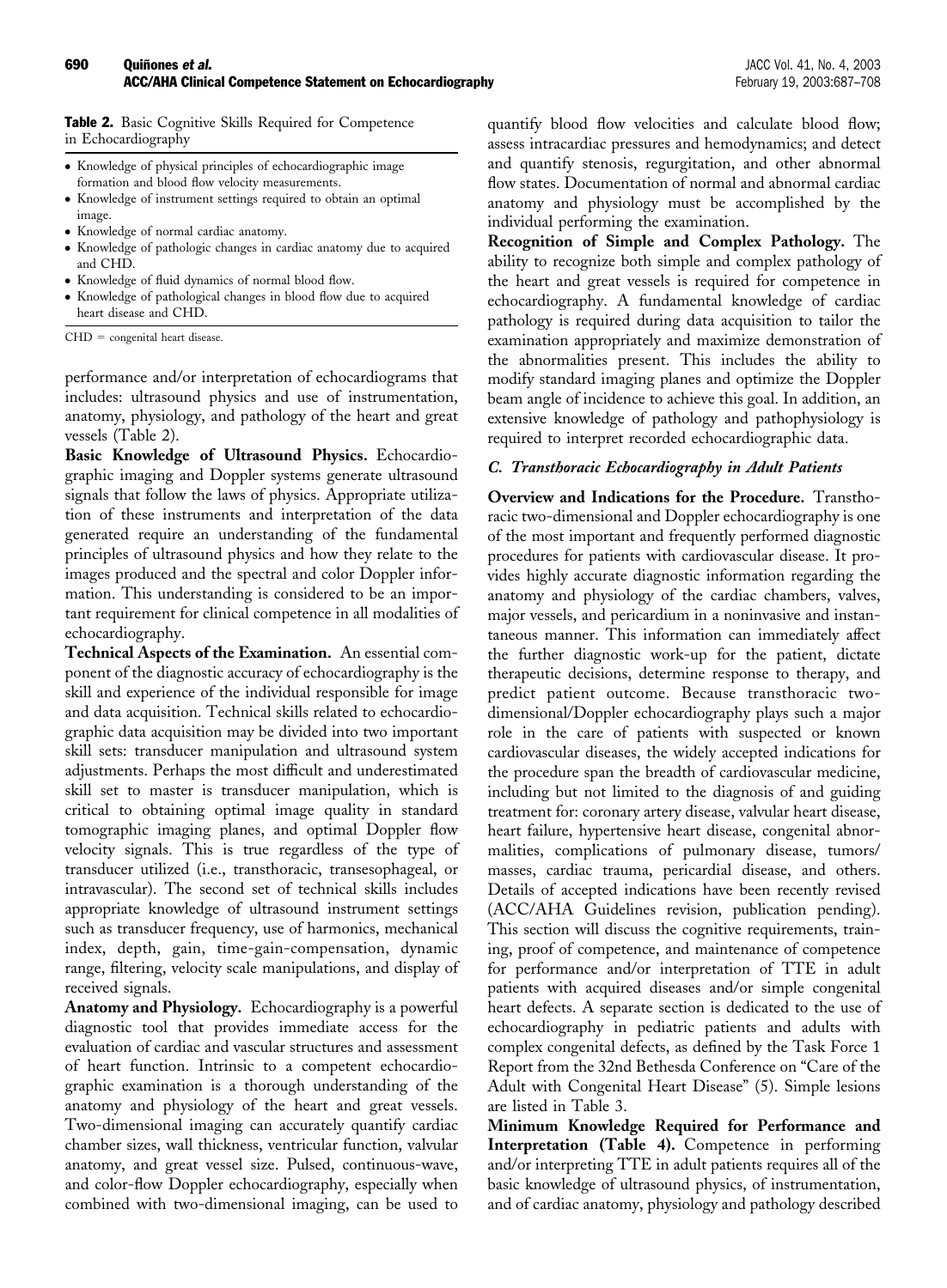**Table 2.** Basic Cognitive Skills Required for Competence in Echocardiography

- Knowledge of physical principles of echocardiographic image formation and blood flow velocity measurements.
- Knowledge of instrument settings required to obtain an optimal image.
- Knowledge of normal cardiac anatomy.
- Knowledge of pathologic changes in cardiac anatomy due to acquired and CHD.
- Knowledge of fluid dynamics of normal blood flow.
- Knowledge of pathological changes in blood flow due to acquired heart disease and CHD.

CHD = congenital heart disease.

performance and/or interpretation of echocardiograms that includes: ultrasound physics and use of instrumentation, anatomy, physiology, and pathology of the heart and great vessels (Table 2).

**Basic Knowledge of Ultrasound Physics.** Echocardiographic imaging and Doppler systems generate ultrasound signals that follow the laws of physics. Appropriate utilization of these instruments and interpretation of the data generated require an understanding of the fundamental principles of ultrasound physics and how they relate to the images produced and the spectral and color Doppler information. This understanding is considered to be an important requirement for clinical competence in all modalities of echocardiography.

**Technical Aspects of the Examination.** An essential component of the diagnostic accuracy of echocardiography is the skill and experience of the individual responsible for image and data acquisition. Technical skills related to echocardiographic data acquisition may be divided into two important skill sets: transducer manipulation and ultrasound system adjustments. Perhaps the most difficult and underestimated skill set to master is transducer manipulation, which is critical to obtaining optimal image quality in standard tomographic imaging planes, and optimal Doppler flow velocity signals. This is true regardless of the type of transducer utilized (i.e., transthoracic, transesophageal, or intravascular). The second set of technical skills includes appropriate knowledge of ultrasound instrument settings such as transducer frequency, use of harmonics, mechanical index, depth, gain, time-gain-compensation, dynamic range, filtering, velocity scale manipulations, and display of received signals.

**Anatomy and Physiology.** Echocardiography is a powerful diagnostic tool that provides immediate access for the evaluation of cardiac and vascular structures and assessment of heart function. Intrinsic to a competent echocardiographic examination is a thorough understanding of the anatomy and physiology of the heart and great vessels. Two-dimensional imaging can accurately quantify cardiac chamber sizes, wall thickness, ventricular function, valvular anatomy, and great vessel size. Pulsed, continuous-wave, and color-flow Doppler echocardiography, especially when combined with two-dimensional imaging, can be used to quantify blood flow velocities and calculate blood flow; assess intracardiac pressures and hemodynamics; and detect and quantify stenosis, regurgitation, and other abnormal flow states. Documentation of normal and abnormal cardiac anatomy and physiology must be accomplished by the individual performing the examination.

**Recognition of Simple and Complex Pathology.** The ability to recognize both simple and complex pathology of the heart and great vessels is required for competence in echocardiography. A fundamental knowledge of cardiac pathology is required during data acquisition to tailor the examination appropriately and maximize demonstration of the abnormalities present. This includes the ability to modify standard imaging planes and optimize the Doppler beam angle of incidence to achieve this goal. In addition, an extensive knowledge of pathology and pathophysiology is required to interpret recorded echocardiographic data.

### *C. Transthoracic Echocardiography in Adult Patients*

**Overview and Indications for the Procedure.** Transthoracic two-dimensional and Doppler echocardiography is one of the most important and frequently performed diagnostic procedures for patients with cardiovascular disease. It provides highly accurate diagnostic information regarding the anatomy and physiology of the cardiac chambers, valves, major vessels, and pericardium in a noninvasive and instantaneous manner. This information can immediately affect the further diagnostic work-up for the patient, dictate therapeutic decisions, determine response to therapy, and predict patient outcome. Because transthoracic two-dimensional/Doppler echocardiography plays such a major role in the care of patients with suspected or known cardiovascular diseases, the widely accepted indications for the procedure span the breadth of cardiovascular medicine, including but not limited to the diagnosis of and guiding treatment for: coronary artery disease, valvular heart disease, heart failure, hypertensive heart disease, congenital abnormalities, complications of pulmonary disease, tumors/masses, cardiac trauma, pericardial disease, and others. Details of accepted indications have been recently revised (ACC/AHA Guidelines revision, publication pending). This section will discuss the cognitive requirements, training, proof of competence, and maintenance of competence for performance and/or interpretation of TTE in adult patients with acquired diseases and/or simple congenital heart defects. A separate section is dedicated to the use of echocardiography in pediatric patients and adults with complex congenital defects, as defined by the Task Force 1 Report from the 32nd Bethesda Conference on "Care of the Adult with Congenital Heart Disease" (5). Simple lesions are listed in Table 3.

**Minimum Knowledge Required for Performance and Interpretation (Table 4).** Competence in performing and/or interpreting TTE in adult patients requires all of the basic knowledge of ultrasound physics, of instrumentation, and of cardiac anatomy, physiology and pathology described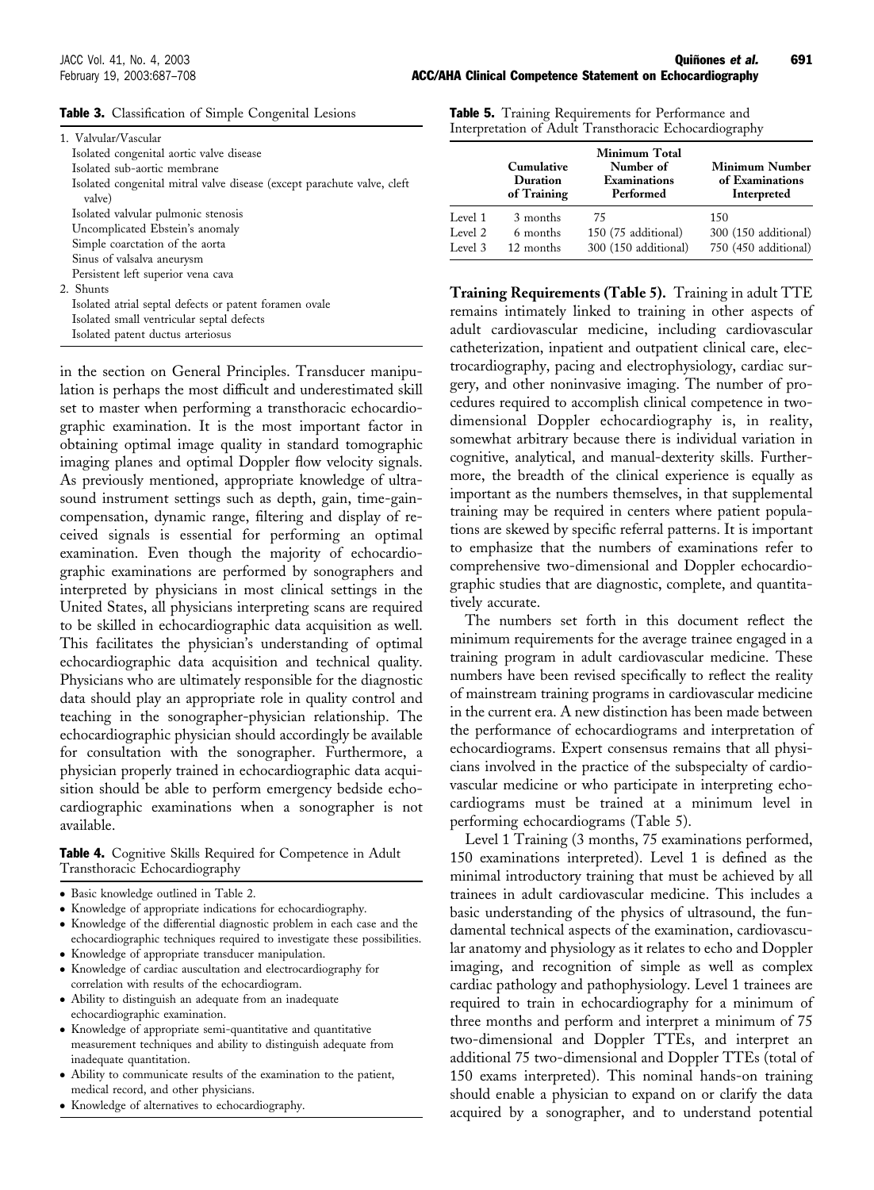**Table 3.** Classification of Simple Congenital Lesions

1. Valvular/Vascular
   - Isolated congenital aortic valve disease
   - Isolated sub-aortic membrane
   - Isolated congenital mitral valve disease (except parachute valve, cleft valve)
   - Isolated valvular pulmonic stenosis
   - Uncomplicated Ebstein's anomaly
   - Simple coarctation of the aorta
   - Sinus of valsalva aneurysm
   - Persistent left superior vena cava
2. Shunts
   - Isolated atrial septal defects or patent foramen ovale
   - Isolated small ventricular septal defects
   - Isolated patent ductus arteriosus

in the section on General Principles. Transducer manipulation is perhaps the most difficult and underestimated skill set to master when performing a transthoracic echocardiographic examination. It is the most important factor in obtaining optimal image quality in standard tomographic imaging planes and optimal Doppler flow velocity signals. As previously mentioned, appropriate knowledge of ultrasound instrument settings such as depth, gain, time-gain-compensation, dynamic range, filtering and display of received signals is essential for performing an optimal examination. Even though the majority of echocardiographic examinations are performed by sonographers and interpreted by physicians in most clinical settings in the United States, all physicians interpreting scans are required to be skilled in echocardiographic data acquisition as well. This facilitates the physician's understanding of optimal echocardiographic data acquisition and technical quality. Physicians who are ultimately responsible for the diagnostic data should play an appropriate role in quality control and teaching in the sonographer-physician relationship. The echocardiographic physician should accordingly be available for consultation with the sonographer. Furthermore, a physician properly trained in echocardiographic data acquisition should be able to perform emergency bedside echocardiographic examinations when a sonographer is not available.

**Table 4.** Cognitive Skills Required for Competence in Adult Transthoracic Echocardiography

- Basic knowledge outlined in Table 2.
- Knowledge of appropriate indications for echocardiography.
- Knowledge of the differential diagnostic problem in each case and the echocardiographic techniques required to investigate these possibilities.
- Knowledge of appropriate transducer manipulation.
- Knowledge of cardiac auscultation and electrocardiography for correlation with results of the echocardiogram.
- Ability to distinguish an adequate from an inadequate echocardiographic examination.
- Knowledge of appropriate semi-quantitative and quantitative measurement techniques and ability to distinguish adequate from inadequate quantitation.
- Ability to communicate results of the examination to the patient, medical record, and other physicians.
- Knowledge of alternatives to echocardiography.

**Table 5.** Training Requirements for Performance and Interpretation of Adult Transthoracic Echocardiography

| | Cumulative Duration of Training | Minimum Total Number of Examinations Performed | Minimum Number of Examinations Interpreted |
|---|---|---|---|
| Level 1 | 3 months | 75 | 150 |
| Level 2 | 6 months | 150 (75 additional) | 300 (150 additional) |
| Level 3 | 12 months | 300 (150 additional) | 750 (450 additional) |

**Training Requirements (Table 5).** Training in adult TTE remains intimately linked to training in other aspects of adult cardiovascular medicine, including cardiovascular catheterization, inpatient and outpatient clinical care, electrocardiography, pacing and electrophysiology, cardiac surgery, and other noninvasive imaging. The number of procedures required to accomplish clinical competence in two-dimensional Doppler echocardiography is, in reality, somewhat arbitrary because there is individual variation in cognitive, analytical, and manual-dexterity skills. Furthermore, the breadth of the clinical experience is equally as important as the numbers themselves, in that supplemental training may be required in centers where patient populations are skewed by specific referral patterns. It is important to emphasize that the numbers of examinations refer to comprehensive two-dimensional and Doppler echocardiographic studies that are diagnostic, complete, and quantitatively accurate.

The numbers set forth in this document reflect the minimum requirements for the average trainee engaged in a training program in adult cardiovascular medicine. These numbers have been revised specifically to reflect the reality of mainstream training programs in cardiovascular medicine in the current era. A new distinction has been made between the performance of echocardiograms and interpretation of echocardiograms. Expert consensus remains that all physicians involved in the practice of the subspecialty of cardiovascular medicine or who participate in interpreting echocardiograms must be trained at a minimum level in performing echocardiograms (Table 5).

Level 1 Training (3 months, 75 examinations performed, 150 examinations interpreted). Level 1 is defined as the minimal introductory training that must be achieved by all trainees in adult cardiovascular medicine. This includes a basic understanding of the physics of ultrasound, the fundamental technical aspects of the examination, cardiovascular anatomy and physiology as it relates to echo and Doppler imaging, and recognition of simple as well as complex cardiac pathology and pathophysiology. Level 1 trainees are required to train in echocardiography for a minimum of three months and perform and interpret a minimum of 75 two-dimensional and Doppler TTEs, and interpret an additional 75 two-dimensional and Doppler TTEs (total of 150 exams interpreted). This nominal hands-on training should enable a physician to expand on or clarify the data acquired by a sonographer, and to understand potential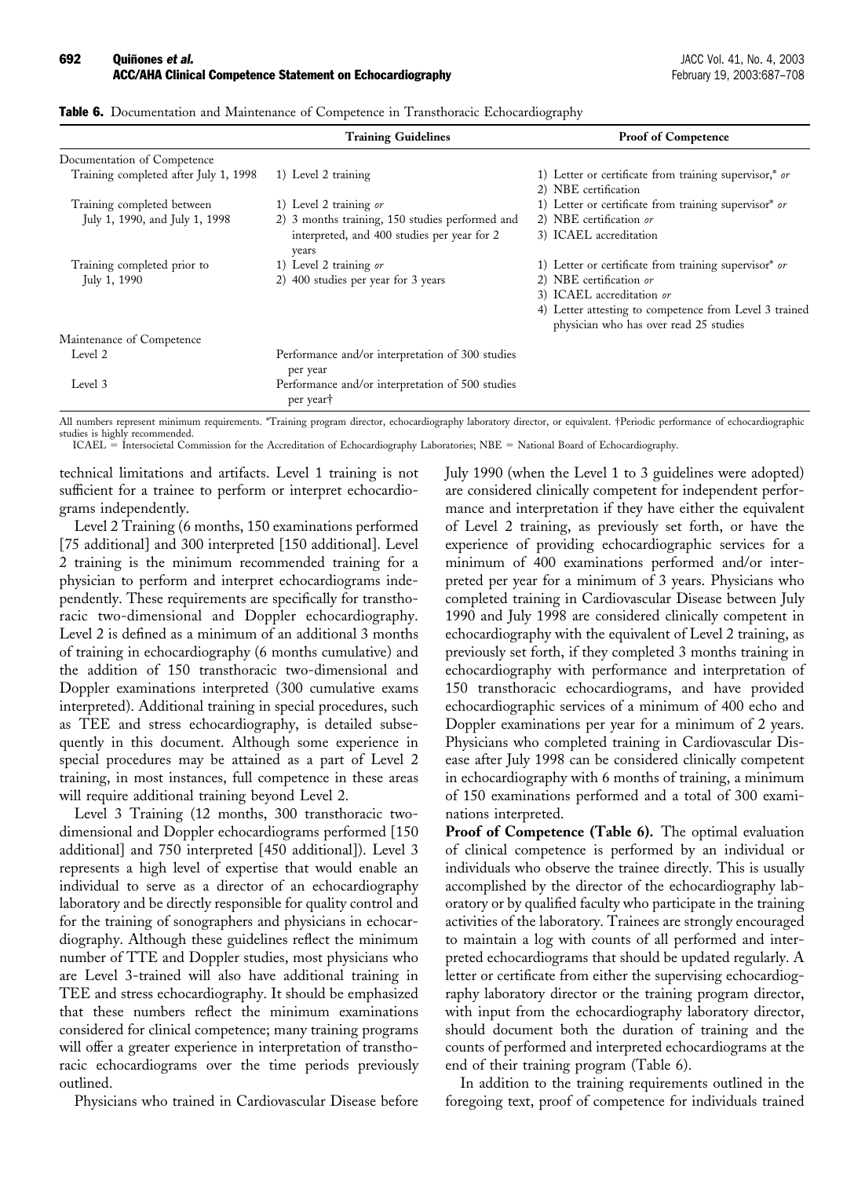**Table 6.** Documentation and Maintenance of Competence in Transthoracic Echocardiography

| | Training Guidelines | Proof of Competence |
|---|---|---|
| Documentation of Competence | | |
| Training completed after July 1, 1998 | 1) Level 2 training | 1) Letter or certificate from training supervisor,* *or* 2) NBE certification |
| Training completed between July 1, 1990, and July 1, 1998 | 1) Level 2 training *or* 2) 3 months training, 150 studies performed and interpreted, and 400 studies per year for 2 years | 1) Letter or certificate from training supervisor* *or* 2) NBE certification *or* 3) ICAEL accreditation |
| Training completed prior to July 1, 1990 | 1) Level 2 training *or* 2) 400 studies per year for 3 years | 1) Letter or certificate from training supervisor* *or* 2) NBE certification *or* 3) ICAEL accreditation *or* 4) Letter attesting to competence from Level 3 trained physician who has over read 25 studies |
| Maintenance of Competence | | |
| Level 2 | Performance and/or interpretation of 300 studies per year | |
| Level 3 | Performance and/or interpretation of 500 studies per year† | |

All numbers represent minimum requirements. *Training program director, echocardiography laboratory director, or equivalent. †Periodic performance of echocardiographic studies is highly recommended.

ICAEL = Intersocietal Commission for the Accreditation of Echocardiography Laboratories; NBE = National Board of Echocardiography.

technical limitations and artifacts. Level 1 training is not sufficient for a trainee to perform or interpret echocardiograms independently.

Level 2 Training (6 months, 150 examinations performed [75 additional] and 300 interpreted [150 additional]. Level 2 training is the minimum recommended training for a physician to perform and interpret echocardiograms independently. These requirements are specifically for transthoracic two-dimensional and Doppler echocardiography. Level 2 is defined as a minimum of an additional 3 months of training in echocardiography (6 months cumulative) and the addition of 150 transthoracic two-dimensional and Doppler examinations interpreted (300 cumulative exams interpreted). Additional training in special procedures, such as TEE and stress echocardiography, is detailed subsequently in this document. Although some experience in special procedures may be attained as a part of Level 2 training, in most instances, full competence in these areas will require additional training beyond Level 2.

Level 3 Training (12 months, 300 transthoracic two-dimensional and Doppler echocardiograms performed [150 additional] and 750 interpreted [450 additional]). Level 3 represents a high level of expertise that would enable an individual to serve as a director of an echocardiography laboratory and be directly responsible for quality control and for the training of sonographers and physicians in echocardiography. Although these guidelines reflect the minimum number of TTE and Doppler studies, most physicians who are Level 3-trained will also have additional training in TEE and stress echocardiography. It should be emphasized that these numbers reflect the minimum examinations considered for clinical competence; many training programs will offer a greater experience in interpretation of transthoracic echocardiograms over the time periods previously outlined.

Physicians who trained in Cardiovascular Disease before July 1990 (when the Level 1 to 3 guidelines were adopted) are considered clinically competent for independent performance and interpretation if they have either the equivalent of Level 2 training, as previously set forth, or have the experience of providing echocardiographic services for a minimum of 400 examinations performed and/or interpreted per year for a minimum of 3 years. Physicians who completed training in Cardiovascular Disease between July 1990 and July 1998 are considered clinically competent in echocardiography with the equivalent of Level 2 training, as previously set forth, if they completed 3 months training in echocardiography with performance and interpretation of 150 transthoracic echocardiograms, and have provided echocardiographic services of a minimum of 400 echo and Doppler examinations per year for a minimum of 2 years. Physicians who completed training in Cardiovascular Disease after July 1998 can be considered clinically competent in echocardiography with 6 months of training, a minimum of 150 examinations performed and a total of 300 examinations interpreted.

**Proof of Competence (Table 6).** The optimal evaluation of clinical competence is performed by an individual or individuals who observe the trainee directly. This is usually accomplished by the director of the echocardiography laboratory or by qualified faculty who participate in the training activities of the laboratory. Trainees are strongly encouraged to maintain a log with counts of all performed and interpreted echocardiograms that should be updated regularly. A letter or certificate from either the supervising echocardiography laboratory director or the training program director, with input from the echocardiography laboratory director, should document both the duration of training and the counts of performed and interpreted echocardiograms at the end of their training program (Table 6).

In addition to the training requirements outlined in the foregoing text, proof of competence for individuals trained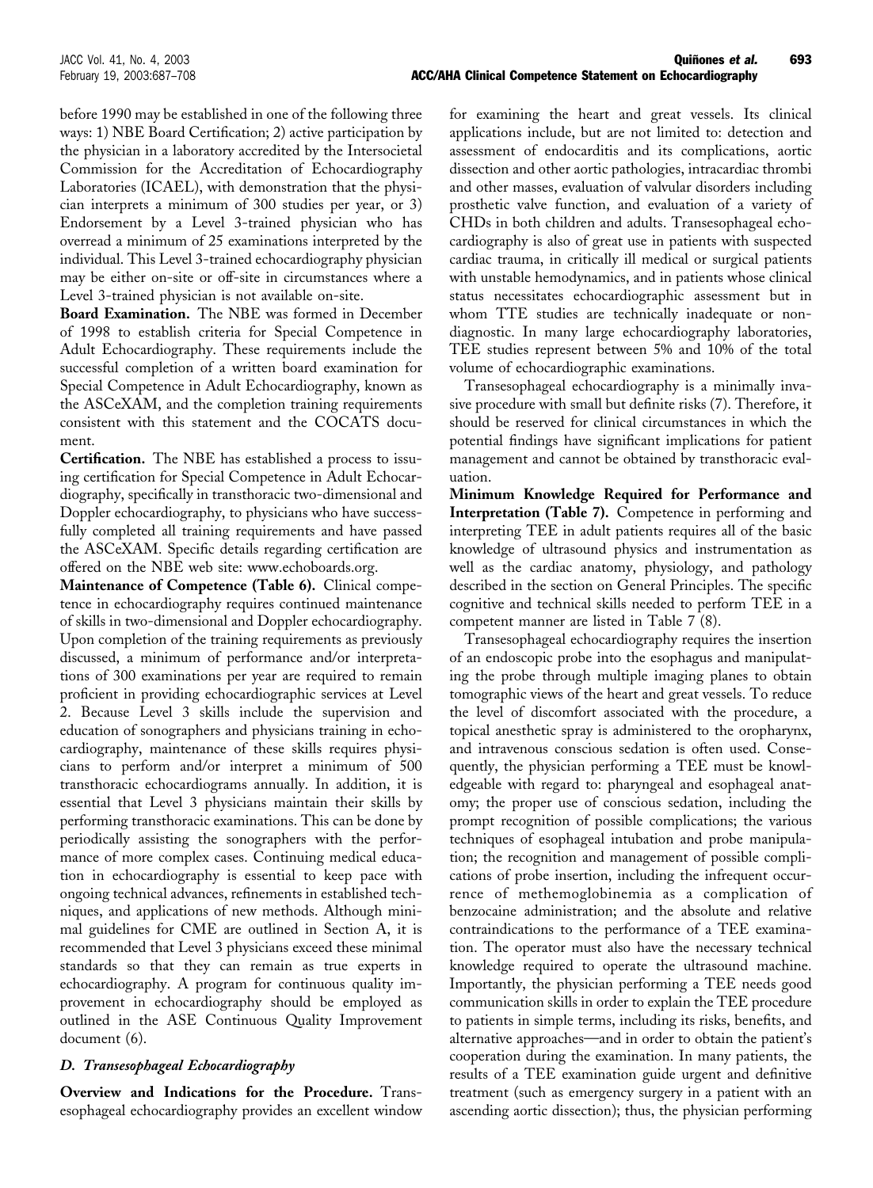before 1990 may be established in one of the following three ways: 1) NBE Board Certification; 2) active participation by the physician in a laboratory accredited by the Intersocietal Commission for the Accreditation of Echocardiography Laboratories (ICAEL), with demonstration that the physician interprets a minimum of 300 studies per year, or 3) Endorsement by a Level 3-trained physician who has overread a minimum of 25 examinations interpreted by the individual. This Level 3-trained echocardiography physician may be either on-site or off-site in circumstances where a Level 3-trained physician is not available on-site.

**Board Examination.** The NBE was formed in December of 1998 to establish criteria for Special Competence in Adult Echocardiography. These requirements include the successful completion of a written board examination for Special Competence in Adult Echocardiography, known as the ASCeXAM, and the completion training requirements consistent with this statement and the COCATS document.

**Certification.** The NBE has established a process to issuing certification for Special Competence in Adult Echocardiography, specifically in transthoracic two-dimensional and Doppler echocardiography, to physicians who have successfully completed all training requirements and have passed the ASCeXAM. Specific details regarding certification are offered on the NBE web site: www.echoboards.org.

**Maintenance of Competence (Table 6).** Clinical competence in echocardiography requires continued maintenance of skills in two-dimensional and Doppler echocardiography. Upon completion of the training requirements as previously discussed, a minimum of performance and/or interpretations of 300 examinations per year are required to remain proficient in providing echocardiographic services at Level 2. Because Level 3 skills include the supervision and education of sonographers and physicians training in echocardiography, maintenance of these skills requires physicians to perform and/or interpret a minimum of 500 transthoracic echocardiograms annually. In addition, it is essential that Level 3 physicians maintain their skills by performing transthoracic examinations. This can be done by periodically assisting the sonographers with the performance of more complex cases. Continuing medical education in echocardiography is essential to keep pace with ongoing technical advances, refinements in established techniques, and applications of new methods. Although minimal guidelines for CME are outlined in Section A, it is recommended that Level 3 physicians exceed these minimal standards so that they can remain as true experts in echocardiography. A program for continuous quality improvement in echocardiography should be employed as outlined in the ASE Continuous Quality Improvement document (6).

### *D. Transesophageal Echocardiography*

**Overview and Indications for the Procedure.** Transesophageal echocardiography provides an excellent window for examining the heart and great vessels. Its clinical applications include, but are not limited to: detection and assessment of endocarditis and its complications, aortic dissection and other aortic pathologies, intracardiac thrombi and other masses, evaluation of valvular disorders including prosthetic valve function, and evaluation of a variety of CHDs in both children and adults. Transesophageal echocardiography is also of great use in patients with suspected cardiac trauma, in critically ill medical or surgical patients with unstable hemodynamics, and in patients whose clinical status necessitates echocardiographic assessment but in whom TTE studies are technically inadequate or nondiagnostic. In many large echocardiography laboratories, TEE studies represent between 5% and 10% of the total volume of echocardiographic examinations.

Transesophageal echocardiography is a minimally invasive procedure with small but definite risks (7). Therefore, it should be reserved for clinical circumstances in which the potential findings have significant implications for patient management and cannot be obtained by transthoracic evaluation.

**Minimum Knowledge Required for Performance and Interpretation (Table 7).** Competence in performing and interpreting TEE in adult patients requires all of the basic knowledge of ultrasound physics and instrumentation as well as the cardiac anatomy, physiology, and pathology described in the section on General Principles. The specific cognitive and technical skills needed to perform TEE in a competent manner are listed in Table 7 (8).

Transesophageal echocardiography requires the insertion of an endoscopic probe into the esophagus and manipulating the probe through multiple imaging planes to obtain tomographic views of the heart and great vessels. To reduce the level of discomfort associated with the procedure, a topical anesthetic spray is administered to the oropharynx, and intravenous conscious sedation is often used. Consequently, the physician performing a TEE must be knowledgeable with regard to: pharyngeal and esophageal anatomy; the proper use of conscious sedation, including the prompt recognition of possible complications; the various techniques of esophageal intubation and probe manipulation; the recognition and management of possible complications of probe insertion, including the infrequent occurrence of methemoglobinemia as a complication of benzocaine administration; and the absolute and relative contraindications to the performance of a TEE examination. The operator must also have the necessary technical knowledge required to operate the ultrasound machine. Importantly, the physician performing a TEE needs good communication skills in order to explain the TEE procedure to patients in simple terms, including its risks, benefits, and alternative approaches—and in order to obtain the patient's cooperation during the examination. In many patients, the results of a TEE examination guide urgent and definitive treatment (such as emergency surgery in a patient with an ascending aortic dissection); thus, the physician performing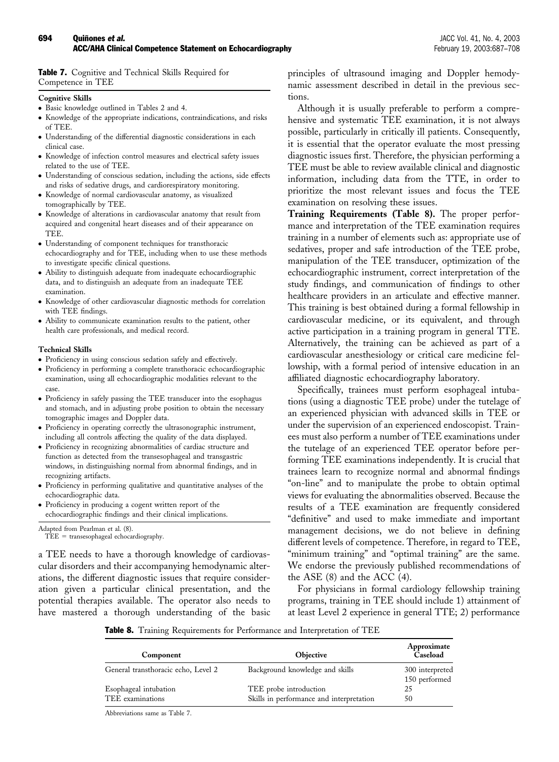**Table 7.** Cognitive and Technical Skills Required for Competence in TEE

**Cognitive Skills**

- Basic knowledge outlined in Tables 2 and 4.
- Knowledge of the appropriate indications, contraindications, and risks of TEE.
- Understanding of the differential diagnostic considerations in each clinical case.
- Knowledge of infection control measures and electrical safety issues related to the use of TEE.
- Understanding of conscious sedation, including the actions, side effects and risks of sedative drugs, and cardiorespiratory monitoring.
- Knowledge of normal cardiovascular anatomy, as visualized tomographically by TEE.
- Knowledge of alterations in cardiovascular anatomy that result from acquired and congenital heart diseases and of their appearance on TEE.
- Understanding of component techniques for transthoracic echocardiography and for TEE, including when to use these methods to investigate specific clinical questions.
- Ability to distinguish adequate from inadequate echocardiographic data, and to distinguish an adequate from an inadequate TEE examination.
- Knowledge of other cardiovascular diagnostic methods for correlation with TEE findings.
- Ability to communicate examination results to the patient, other health care professionals, and medical record.

**Technical Skills**

- Proficiency in using conscious sedation safely and effectively.
- Proficiency in performing a complete transthoracic echocardiographic examination, using all echocardiographic modalities relevant to the case.
- Proficiency in safely passing the TEE transducer into the esophagus and stomach, and in adjusting probe position to obtain the necessary tomographic images and Doppler data.
- Proficiency in operating correctly the ultrasonographic instrument, including all controls affecting the quality of the data displayed.
- Proficiency in recognizing abnormalities of cardiac structure and function as detected from the transesophageal and transgastric windows, in distinguishing normal from abnormal findings, and in recognizing artifacts.
- Proficiency in performing qualitative and quantitative analyses of the echocardiographic data.
- Proficiency in producing a cogent written report of the echocardiographic findings and their clinical implications.

Adapted from Pearlman et al. (8).
TEE = transesophageal echocardiography.

a TEE needs to have a thorough knowledge of cardiovascular disorders and their accompanying hemodynamic alterations, the different diagnostic issues that require consideration given a particular clinical presentation, and the potential therapies available. The operator also needs to have mastered a thorough understanding of the basic principles of ultrasound imaging and Doppler hemodynamic assessment described in detail in the previous sections.

Although it is usually preferable to perform a comprehensive and systematic TEE examination, it is not always possible, particularly in critically ill patients. Consequently, it is essential that the operator evaluate the most pressing diagnostic issues first. Therefore, the physician performing a TEE must be able to review available clinical and diagnostic information, including data from the TTE, in order to prioritize the most relevant issues and focus the TEE examination on resolving these issues.

**Training Requirements (Table 8).** The proper performance and interpretation of the TEE examination requires training in a number of elements such as: appropriate use of sedatives, proper and safe introduction of the TEE probe, manipulation of the TEE transducer, optimization of the echocardiographic instrument, correct interpretation of the study findings, and communication of findings to other healthcare providers in an articulate and effective manner. This training is best obtained during a formal fellowship in cardiovascular medicine, or its equivalent, and through active participation in a training program in general TTE. Alternatively, the training can be achieved as part of a cardiovascular anesthesiology or critical care medicine fellowship, with a formal period of intensive education in an affiliated diagnostic echocardiography laboratory.

Specifically, trainees must perform esophageal intubations (using a diagnostic TEE probe) under the tutelage of an experienced physician with advanced skills in TEE or under the supervision of an experienced endoscopist. Trainees must also perform a number of TEE examinations under the tutelage of an experienced TEE operator before performing TEE examinations independently. It is crucial that trainees learn to recognize normal and abnormal findings "on-line" and to manipulate the probe to obtain optimal views for evaluating the abnormalities observed. Because the results of a TEE examination are frequently considered "definitive" and used to make immediate and important management decisions, we do not believe in defining different levels of competence. Therefore, in regard to TEE, "minimum training" and "optimal training" are the same. We endorse the previously published recommendations of the ASE (8) and the ACC (4).

For physicians in formal cardiology fellowship training programs, training in TEE should include 1) attainment of at least Level 2 experience in general TTE; 2) performance

**Table 8.** Training Requirements for Performance and Interpretation of TEE

| Component | Objective | Approximate Caseload |
|---|---|---|
| General transthoracic echo, Level 2 | Background knowledge and skills | 300 interpreted<br>150 performed |
| Esophageal intubation | TEE probe introduction | 25 |
| TEE examinations | Skills in performance and interpretation | 50 |

Abbreviations same as Table 7.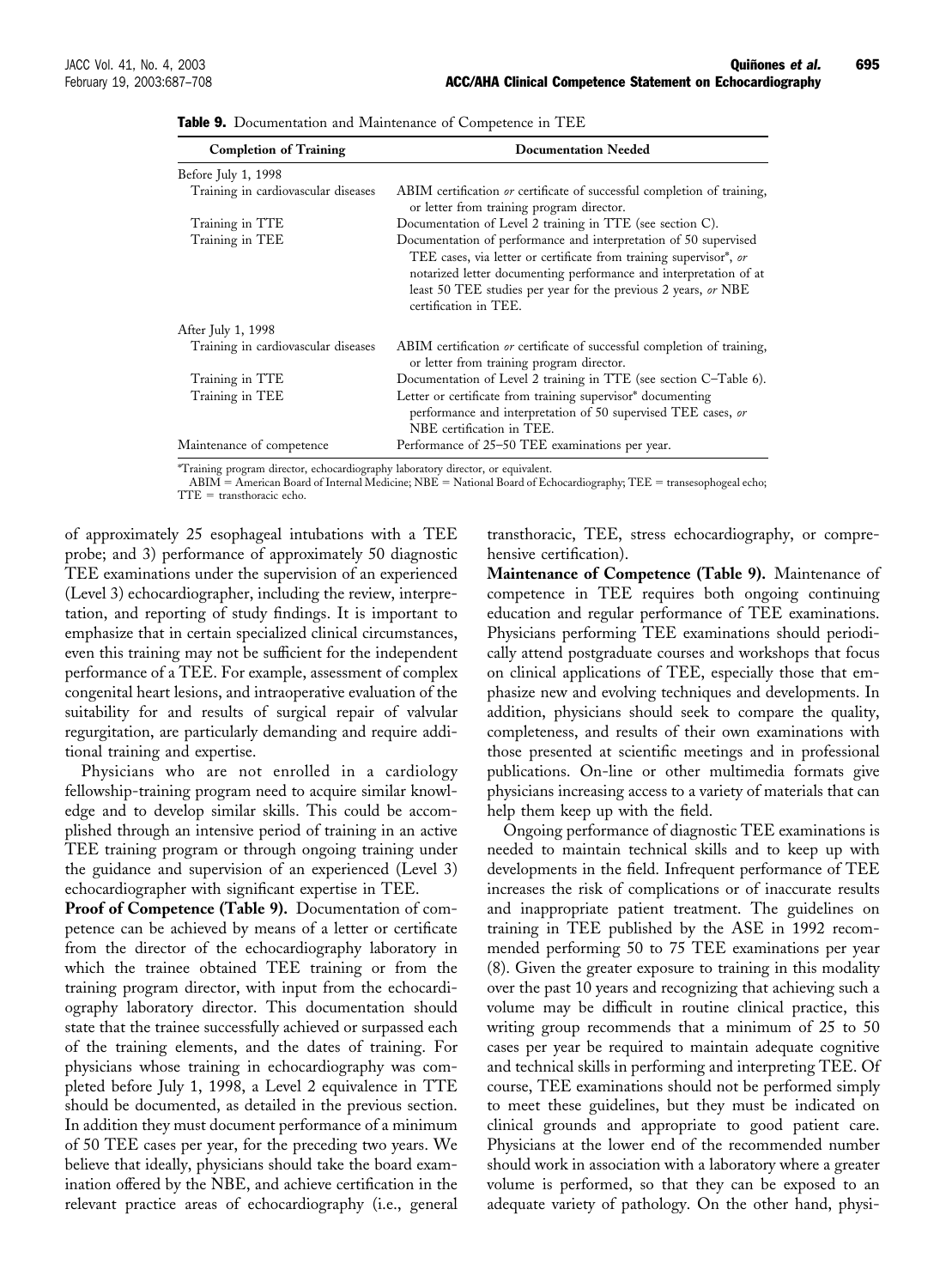**Table 9.** Documentation and Maintenance of Competence in TEE

| Completion of Training | Documentation Needed |
|---|---|
| Before July 1, 1998 | |
| Training in cardiovascular diseases | ABIM certification *or* certificate of successful completion of training, or letter from training program director. |
| Training in TTE | Documentation of Level 2 training in TTE (see section C). |
| Training in TEE | Documentation of performance and interpretation of 50 supervised TEE cases, via letter or certificate from training supervisor*, *or* notarized letter documenting performance and interpretation of at least 50 TEE studies per year for the previous 2 years, *or* NBE certification in TEE. |
| After July 1, 1998 | |
| Training in cardiovascular diseases | ABIM certification *or* certificate of successful completion of training, or letter from training program director. |
| Training in TTE | Documentation of Level 2 training in TTE (see section C–Table 6). |
| Training in TEE | Letter or certificate from training supervisor* documenting performance and interpretation of 50 supervised TEE cases, *or* NBE certification in TEE. |
| Maintenance of competence | Performance of 25–50 TEE examinations per year. |

*Training program director, echocardiography laboratory director, or equivalent.
ABIM = American Board of Internal Medicine; NBE = National Board of Echocardiography; TEE = transesophogeal echo; TTE = transthoracic echo.

of approximately 25 esophageal intubations with a TEE probe; and 3) performance of approximately 50 diagnostic TEE examinations under the supervision of an experienced (Level 3) echocardiographer, including the review, interpretation, and reporting of study findings. It is important to emphasize that in certain specialized clinical circumstances, even this training may not be sufficient for the independent performance of a TEE. For example, assessment of complex congenital heart lesions, and intraoperative evaluation of the suitability for and results of surgical repair of valvular regurgitation, are particularly demanding and require additional training and expertise.

Physicians who are not enrolled in a cardiology fellowship-training program need to acquire similar knowledge and to develop similar skills. This could be accomplished through an intensive period of training in an active TEE training program or through ongoing training under the guidance and supervision of an experienced (Level 3) echocardiographer with significant expertise in TEE.

**Proof of Competence (Table 9).** Documentation of competence can be achieved by means of a letter or certificate from the director of the echocardiography laboratory in which the trainee obtained TEE training or from the training program director, with input from the echocardiography laboratory director. This documentation should state that the trainee successfully achieved or surpassed each of the training elements, and the dates of training. For physicians whose training in echocardiography was completed before July 1, 1998, a Level 2 equivalence in TTE should be documented, as detailed in the previous section. In addition they must document performance of a minimum of 50 TEE cases per year, for the preceding two years. We believe that ideally, physicians should take the board examination offered by the NBE, and achieve certification in the relevant practice areas of echocardiography (i.e., general transthoracic, TEE, stress echocardiography, or comprehensive certification).

**Maintenance of Competence (Table 9).** Maintenance of competence in TEE requires both ongoing continuing education and regular performance of TEE examinations. Physicians performing TEE examinations should periodically attend postgraduate courses and workshops that focus on clinical applications of TEE, especially those that emphasize new and evolving techniques and developments. In addition, physicians should seek to compare the quality, completeness, and results of their own examinations with those presented at scientific meetings and in professional publications. On-line or other multimedia formats give physicians increasing access to a variety of materials that can help them keep up with the field.

Ongoing performance of diagnostic TEE examinations is needed to maintain technical skills and to keep up with developments in the field. Infrequent performance of TEE increases the risk of complications or of inaccurate results and inappropriate patient treatment. The guidelines on training in TEE published by the ASE in 1992 recommended performing 50 to 75 TEE examinations per year (8). Given the greater exposure to training in this modality over the past 10 years and recognizing that achieving such a volume may be difficult in routine clinical practice, this writing group recommends that a minimum of 25 to 50 cases per year be required to maintain adequate cognitive and technical skills in performing and interpreting TEE. Of course, TEE examinations should not be performed simply to meet these guidelines, but they must be indicated on clinical grounds and appropriate to good patient care. Physicians at the lower end of the recommended number should work in association with a laboratory where a greater volume is performed, so that they can be exposed to an adequate variety of pathology. On the other hand, physi-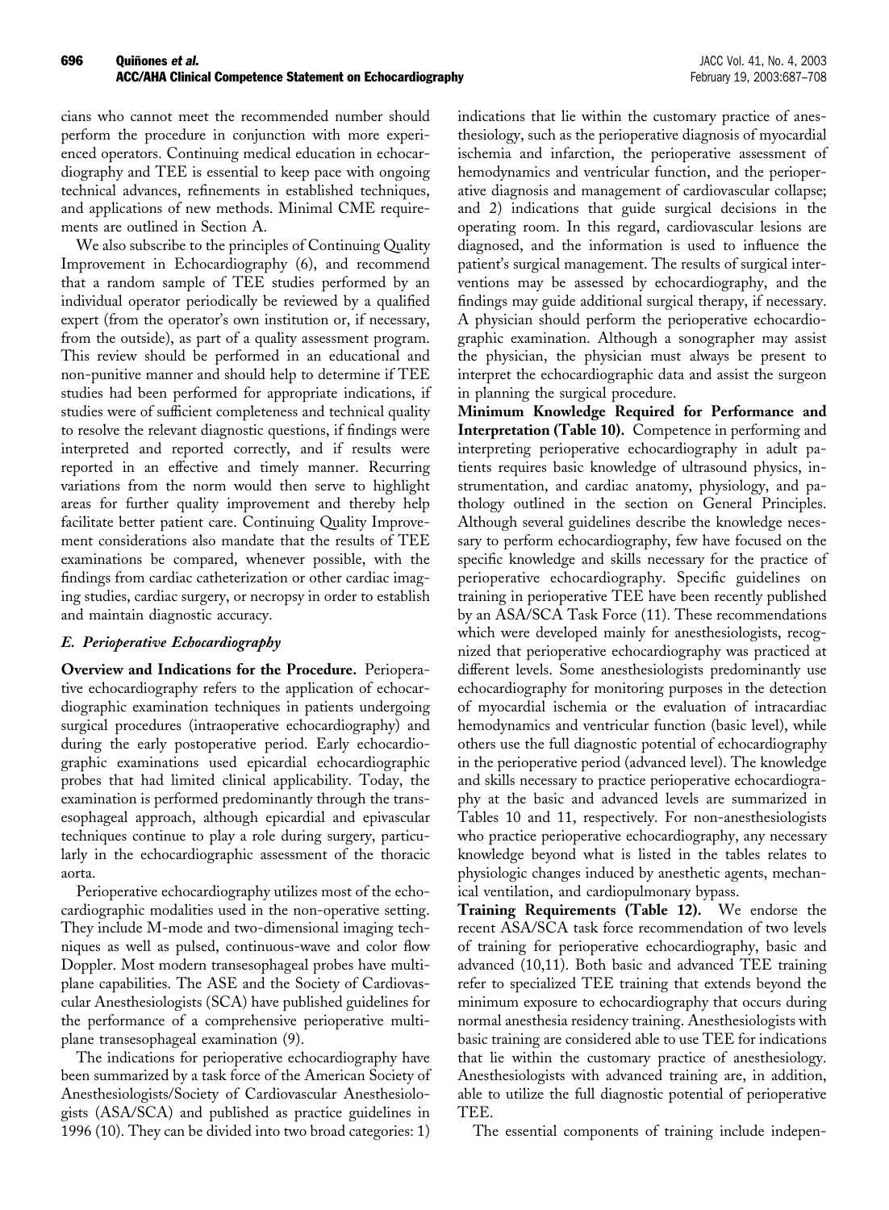cians who cannot meet the recommended number should perform the procedure in conjunction with more experienced operators. Continuing medical education in echocardiography and TEE is essential to keep pace with ongoing technical advances, refinements in established techniques, and applications of new methods. Minimal CME requirements are outlined in Section A.

We also subscribe to the principles of Continuing Quality Improvement in Echocardiography (6), and recommend that a random sample of TEE studies performed by an individual operator periodically be reviewed by a qualified expert (from the operator's own institution or, if necessary, from the outside), as part of a quality assessment program. This review should be performed in an educational and non-punitive manner and should help to determine if TEE studies had been performed for appropriate indications, if studies were of sufficient completeness and technical quality to resolve the relevant diagnostic questions, if findings were interpreted and reported correctly, and if results were reported in an effective and timely manner. Recurring variations from the norm would then serve to highlight areas for further quality improvement and thereby help facilitate better patient care. Continuing Quality Improvement considerations also mandate that the results of TEE examinations be compared, whenever possible, with the findings from cardiac catheterization or other cardiac imaging studies, cardiac surgery, or necropsy in order to establish and maintain diagnostic accuracy.

### *E. Perioperative Echocardiography*

**Overview and Indications for the Procedure.** Perioperative echocardiography refers to the application of echocardiographic examination techniques in patients undergoing surgical procedures (intraoperative echocardiography) and during the early postoperative period. Early echocardiographic examinations used epicardial echocardiographic probes that had limited clinical applicability. Today, the examination is performed predominantly through the transesophageal approach, although epicardial and epivascular techniques continue to play a role during surgery, particularly in the echocardiographic assessment of the thoracic aorta.

Perioperative echocardiography utilizes most of the echocardiographic modalities used in the non-operative setting. They include M-mode and two-dimensional imaging techniques as well as pulsed, continuous-wave and color flow Doppler. Most modern transesophageal probes have multiplane capabilities. The ASE and the Society of Cardiovascular Anesthesiologists (SCA) have published guidelines for the performance of a comprehensive perioperative multiplane transesophageal examination (9).

The indications for perioperative echocardiography have been summarized by a task force of the American Society of Anesthesiologists/Society of Cardiovascular Anesthesiologists (ASA/SCA) and published as practice guidelines in 1996 (10). They can be divided into two broad categories: 1) indications that lie within the customary practice of anesthesiology, such as the perioperative diagnosis of myocardial ischemia and infarction, the perioperative assessment of hemodynamics and ventricular function, and the perioperative diagnosis and management of cardiovascular collapse; and 2) indications that guide surgical decisions in the operating room. In this regard, cardiovascular lesions are diagnosed, and the information is used to influence the patient's surgical management. The results of surgical interventions may be assessed by echocardiography, and the findings may guide additional surgical therapy, if necessary. A physician should perform the perioperative echocardiographic examination. Although a sonographer may assist the physician, the physician must always be present to interpret the echocardiographic data and assist the surgeon in planning the surgical procedure.

**Minimum Knowledge Required for Performance and Interpretation (Table 10).** Competence in performing and interpreting perioperative echocardiography in adult patients requires basic knowledge of ultrasound physics, instrumentation, and cardiac anatomy, physiology, and pathology outlined in the section on General Principles. Although several guidelines describe the knowledge necessary to perform echocardiography, few have focused on the specific knowledge and skills necessary for the practice of perioperative echocardiography. Specific guidelines on training in perioperative TEE have been recently published by an ASA/SCA Task Force (11). These recommendations which were developed mainly for anesthesiologists, recognized that perioperative echocardiography was practiced at different levels. Some anesthesiologists predominantly use echocardiography for monitoring purposes in the detection of myocardial ischemia or the evaluation of intracardiac hemodynamics and ventricular function (basic level), while others use the full diagnostic potential of echocardiography in the perioperative period (advanced level). The knowledge and skills necessary to practice perioperative echocardiography at the basic and advanced levels are summarized in Tables 10 and 11, respectively. For non-anesthesiologists who practice perioperative echocardiography, any necessary knowledge beyond what is listed in the tables relates to physiologic changes induced by anesthetic agents, mechanical ventilation, and cardiopulmonary bypass.

**Training Requirements (Table 12).** We endorse the recent ASA/SCA task force recommendation of two levels of training for perioperative echocardiography, basic and advanced (10,11). Both basic and advanced TEE training refer to specialized TEE training that extends beyond the minimum exposure to echocardiography that occurs during normal anesthesia residency training. Anesthesiologists with basic training are considered able to use TEE for indications that lie within the customary practice of anesthesiology. Anesthesiologists with advanced training are, in addition, able to utilize the full diagnostic potential of perioperative TEE.

The essential components of training include indepen-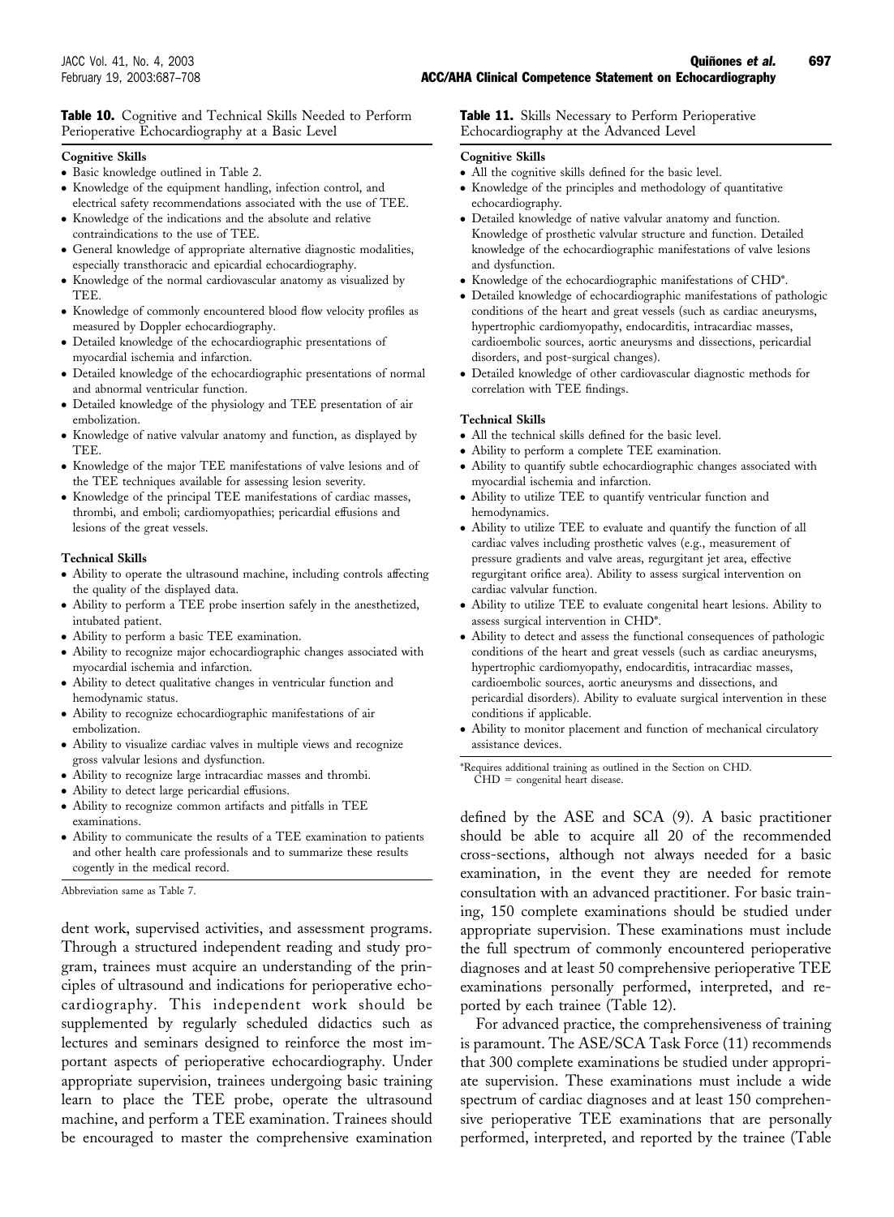**Table 10.** Cognitive and Technical Skills Needed to Perform Perioperative Echocardiography at a Basic Level

**Cognitive Skills**

- Basic knowledge outlined in Table 2.
- Knowledge of the equipment handling, infection control, and electrical safety recommendations associated with the use of TEE.
- Knowledge of the indications and the absolute and relative contraindications to the use of TEE.
- General knowledge of appropriate alternative diagnostic modalities, especially transthoracic and epicardial echocardiography.
- Knowledge of the normal cardiovascular anatomy as visualized by TEE.
- Knowledge of commonly encountered blood flow velocity profiles as measured by Doppler echocardiography.
- Detailed knowledge of the echocardiographic presentations of myocardial ischemia and infarction.
- Detailed knowledge of the echocardiographic presentations of normal and abnormal ventricular function.
- Detailed knowledge of the physiology and TEE presentation of air embolization.
- Knowledge of native valvular anatomy and function, as displayed by TEE.
- Knowledge of the major TEE manifestations of valve lesions and of the TEE techniques available for assessing lesion severity.
- Knowledge of the principal TEE manifestations of cardiac masses, thrombi, and emboli; cardiomyopathies; pericardial effusions and lesions of the great vessels.

**Technical Skills**

- Ability to operate the ultrasound machine, including controls affecting the quality of the displayed data.
- Ability to perform a TEE probe insertion safely in the anesthetized, intubated patient.
- Ability to perform a basic TEE examination.
- Ability to recognize major echocardiographic changes associated with myocardial ischemia and infarction.
- Ability to detect qualitative changes in ventricular function and hemodynamic status.
- Ability to recognize echocardiographic manifestations of air embolization.
- Ability to visualize cardiac valves in multiple views and recognize gross valvular lesions and dysfunction.
- Ability to recognize large intracardiac masses and thrombi.
- Ability to detect large pericardial effusions.
- Ability to recognize common artifacts and pitfalls in TEE examinations.
- Ability to communicate the results of a TEE examination to patients and other health care professionals and to summarize these results cogently in the medical record.

Abbreviation same as Table 7.

dent work, supervised activities, and assessment programs. Through a structured independent reading and study program, trainees must acquire an understanding of the principles of ultrasound and indications for perioperative echocardiography. This independent work should be supplemented by regularly scheduled didactics such as lectures and seminars designed to reinforce the most important aspects of perioperative echocardiography. Under appropriate supervision, trainees undergoing basic training learn to place the TEE probe, operate the ultrasound machine, and perform a TEE examination. Trainees should be encouraged to master the comprehensive examination defined by the ASE and SCA (9). A basic practitioner should be able to acquire all 20 of the recommended cross-sections, although not always needed for a basic examination, in the event they are needed for remote consultation with an advanced practitioner. For basic training, 150 complete examinations should be studied under appropriate supervision. These examinations must include the full spectrum of commonly encountered perioperative diagnoses and at least 50 comprehensive perioperative TEE examinations personally performed, interpreted, and reported by each trainee (Table 12).

For advanced practice, the comprehensiveness of training is paramount. The ASE/SCA Task Force (11) recommends that 300 complete examinations be studied under appropriate supervision. These examinations must include a wide spectrum of cardiac diagnoses and at least 150 comprehensive perioperative TEE examinations that are personally performed, interpreted, and reported by the trainee (Table

**Table 11.** Skills Necessary to Perform Perioperative Echocardiography at the Advanced Level

**Cognitive Skills**

- All the cognitive skills defined for the basic level.
- Knowledge of the principles and methodology of quantitative echocardiography.
- Detailed knowledge of native valvular anatomy and function. Knowledge of prosthetic valvular structure and function. Detailed knowledge of the echocardiographic manifestations of valve lesions and dysfunction.
- Knowledge of the echocardiographic manifestations of CHD*.
- Detailed knowledge of echocardiographic manifestations of pathologic conditions of the heart and great vessels (such as cardiac aneurysms, hypertrophic cardiomyopathy, endocarditis, intracardiac masses, cardioembolic sources, aortic aneurysms and dissections, pericardial disorders, and post-surgical changes).
- Detailed knowledge of other cardiovascular diagnostic methods for correlation with TEE findings.

**Technical Skills**

- All the technical skills defined for the basic level.
- Ability to perform a complete TEE examination.
- Ability to quantify subtle echocardiographic changes associated with myocardial ischemia and infarction.
- Ability to utilize TEE to quantify ventricular function and hemodynamics.
- Ability to utilize TEE to evaluate and quantify the function of all cardiac valves including prosthetic valves (e.g., measurement of pressure gradients and valve areas, regurgitant jet area, effective regurgitant orifice area). Ability to assess surgical intervention on cardiac valvular function.
- Ability to utilize TEE to evaluate congenital heart lesions. Ability to assess surgical intervention in CHD*.
- Ability to detect and assess the functional consequences of pathologic conditions of the heart and great vessels (such as cardiac aneurysms, hypertrophic cardiomyopathy, endocarditis, intracardiac masses, cardioembolic sources, aortic aneurysms and dissections, and pericardial disorders). Ability to evaluate surgical intervention in these conditions if applicable.
- Ability to monitor placement and function of mechanical circulatory assistance devices.

*Requires additional training as outlined in the Section on CHD.
CHD = congenital heart disease.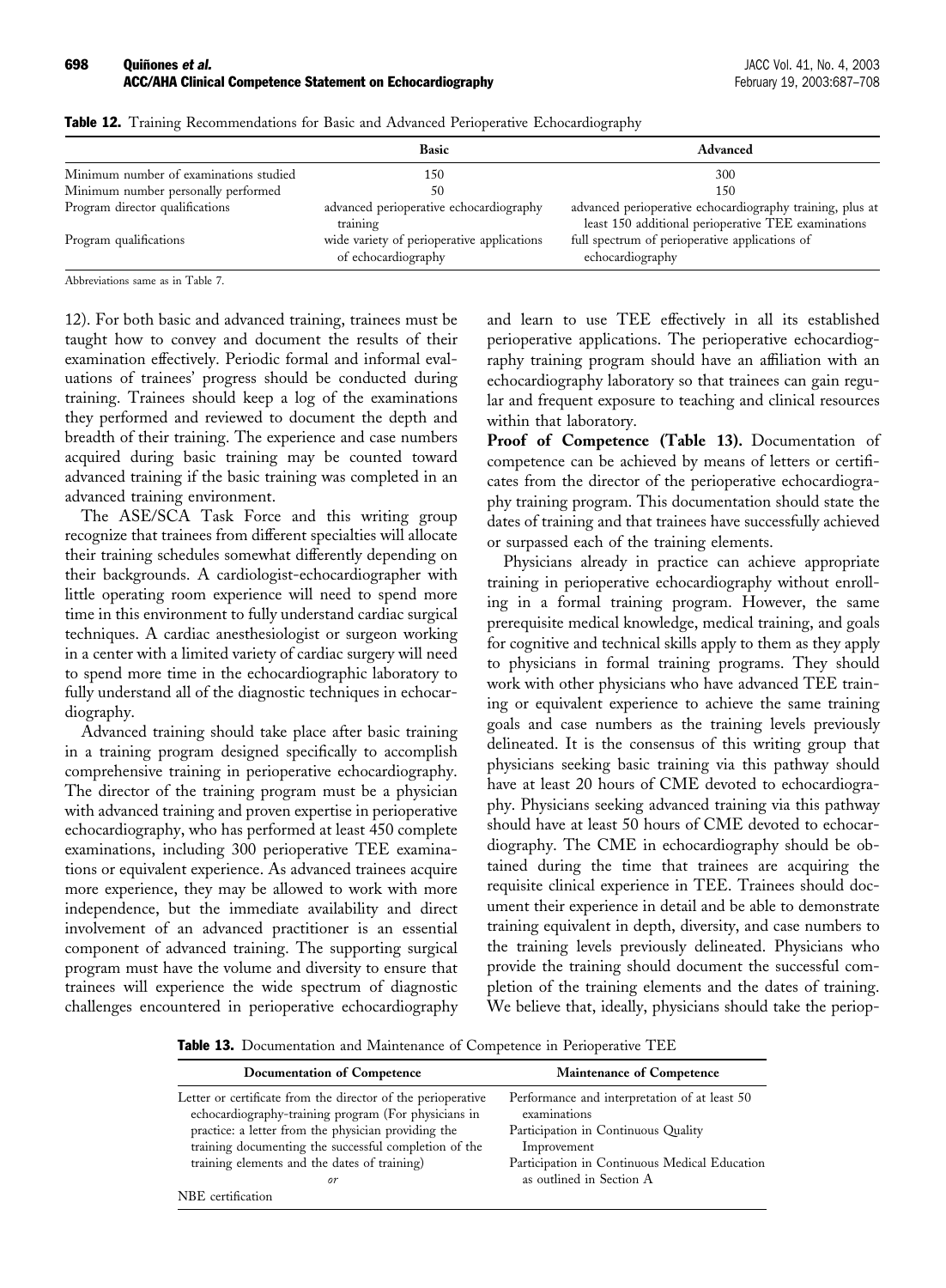**Table 12.** Training Recommendations for Basic and Advanced Perioperative Echocardiography

| | Basic | Advanced |
|---|---|---|
| Minimum number of examinations studied | 150 | 300 |
| Minimum number personally performed | 50 | 150 |
| Program director qualifications | advanced perioperative echocardiography training | advanced perioperative echocardiography training, plus at least 150 additional perioperative TEE examinations |
| Program qualifications | wide variety of perioperative applications of echocardiography | full spectrum of perioperative applications of echocardiography |

Abbreviations same as in Table 7.

12). For both basic and advanced training, trainees must be taught how to convey and document the results of their examination effectively. Periodic formal and informal evaluations of trainees' progress should be conducted during training. Trainees should keep a log of the examinations they performed and reviewed to document the depth and breadth of their training. The experience and case numbers acquired during basic training may be counted toward advanced training if the basic training was completed in an advanced training environment.

The ASE/SCA Task Force and this writing group recognize that trainees from different specialties will allocate their training schedules somewhat differently depending on their backgrounds. A cardiologist-echocardiographer with little operating room experience will need to spend more time in this environment to fully understand cardiac surgical techniques. A cardiac anesthesiologist or surgeon working in a center with a limited variety of cardiac surgery will need to spend more time in the echocardiographic laboratory to fully understand all of the diagnostic techniques in echocardiography.

Advanced training should take place after basic training in a training program designed specifically to accomplish comprehensive training in perioperative echocardiography. The director of the training program must be a physician with advanced training and proven expertise in perioperative echocardiography, who has performed at least 450 complete examinations, including 300 perioperative TEE examinations or equivalent experience. As advanced trainees acquire more experience, they may be allowed to work with more independence, but the immediate availability and direct involvement of an advanced practitioner is an essential component of advanced training. The supporting surgical program must have the volume and diversity to ensure that trainees will experience the wide spectrum of diagnostic challenges encountered in perioperative echocardiography and learn to use TEE effectively in all its established perioperative applications. The perioperative echocardiography training program should have an affiliation with an echocardiography laboratory so that trainees can gain regular and frequent exposure to teaching and clinical resources within that laboratory.

**Proof of Competence (Table 13).** Documentation of competence can be achieved by means of letters or certificates from the director of the perioperative echocardiography training program. This documentation should state the dates of training and that trainees have successfully achieved or surpassed each of the training elements.

Physicians already in practice can achieve appropriate training in perioperative echocardiography without enrolling in a formal training program. However, the same prerequisite medical knowledge, medical training, and goals for cognitive and technical skills apply to them as they apply to physicians in formal training programs. They should work with other physicians who have advanced TEE training or equivalent experience to achieve the same training goals and case numbers as the training levels previously delineated. It is the consensus of this writing group that physicians seeking basic training via this pathway should have at least 20 hours of CME devoted to echocardiography. Physicians seeking advanced training via this pathway should have at least 50 hours of CME devoted to echocardiography. The CME in echocardiography should be obtained during the time that trainees are acquiring the requisite clinical experience in TEE. Trainees should document their experience in detail and be able to demonstrate training equivalent in depth, diversity, and case numbers to the training levels previously delineated. Physicians who provide the training should document the successful completion of the training elements and the dates of training. We believe that, ideally, physicians should take the periop-

**Table 13.** Documentation and Maintenance of Competence in Perioperative TEE

| Documentation of Competence | Maintenance of Competence |
|---|---|
| Letter or certificate from the director of the perioperative echocardiography-training program (For physicians in practice: a letter from the physician providing the training documenting the successful completion of the training elements and the dates of training)<br>*or*<br>NBE certification | Performance and interpretation of at least 50 examinations<br>Participation in Continuous Quality Improvement<br>Participation in Continuous Medical Education as outlined in Section A |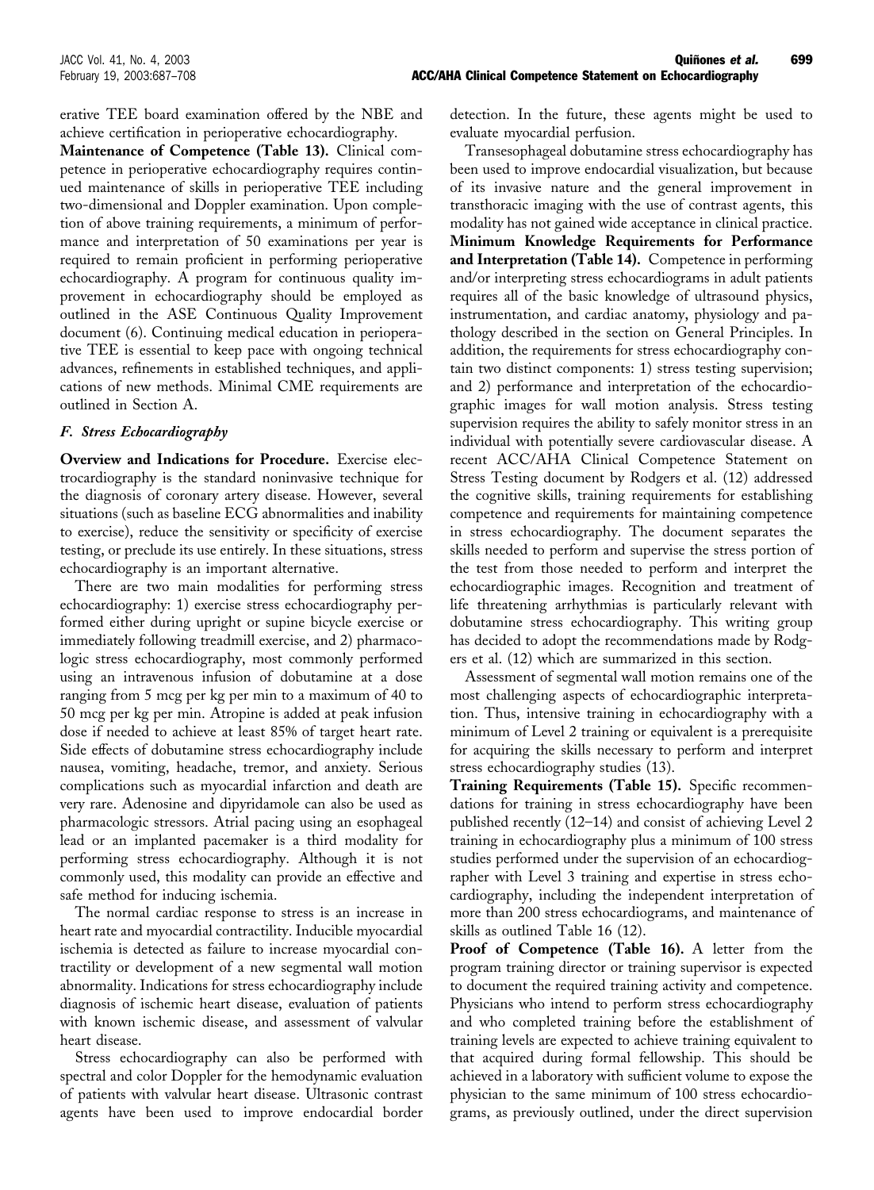erative TEE board examination offered by the NBE and achieve certification in perioperative echocardiography.

**Maintenance of Competence (Table 13).** Clinical competence in perioperative echocardiography requires continued maintenance of skills in perioperative TEE including two-dimensional and Doppler examination. Upon completion of above training requirements, a minimum of performance and interpretation of 50 examinations per year is required to remain proficient in performing perioperative echocardiography. A program for continuous quality improvement in echocardiography should be employed as outlined in the ASE Continuous Quality Improvement document (6). Continuing medical education in perioperative TEE is essential to keep pace with ongoing technical advances, refinements in established techniques, and applications of new methods. Minimal CME requirements are outlined in Section A.

### *F. Stress Echocardiography*

**Overview and Indications for Procedure.** Exercise electrocardiography is the standard noninvasive technique for the diagnosis of coronary artery disease. However, several situations (such as baseline ECG abnormalities and inability to exercise), reduce the sensitivity or specificity of exercise testing, or preclude its use entirely. In these situations, stress echocardiography is an important alternative.

There are two main modalities for performing stress echocardiography: 1) exercise stress echocardiography performed either during upright or supine bicycle exercise or immediately following treadmill exercise, and 2) pharmacologic stress echocardiography, most commonly performed using an intravenous infusion of dobutamine at a dose ranging from 5 mcg per kg per min to a maximum of 40 to 50 mcg per kg per min. Atropine is added at peak infusion dose if needed to achieve at least 85% of target heart rate. Side effects of dobutamine stress echocardiography include nausea, vomiting, headache, tremor, and anxiety. Serious complications such as myocardial infarction and death are very rare. Adenosine and dipyridamole can also be used as pharmacologic stressors. Atrial pacing using an esophageal lead or an implanted pacemaker is a third modality for performing stress echocardiography. Although it is not commonly used, this modality can provide an effective and safe method for inducing ischemia.

The normal cardiac response to stress is an increase in heart rate and myocardial contractility. Inducible myocardial ischemia is detected as failure to increase myocardial contractility or development of a new segmental wall motion abnormality. Indications for stress echocardiography include diagnosis of ischemic heart disease, evaluation of patients with known ischemic disease, and assessment of valvular heart disease.

Stress echocardiography can also be performed with spectral and color Doppler for the hemodynamic evaluation of patients with valvular heart disease. Ultrasonic contrast agents have been used to improve endocardial border detection. In the future, these agents might be used to evaluate myocardial perfusion.

Transesophageal dobutamine stress echocardiography has been used to improve endocardial visualization, but because of its invasive nature and the general improvement in transthoracic imaging with the use of contrast agents, this modality has not gained wide acceptance in clinical practice.

**Minimum Knowledge Requirements for Performance and Interpretation (Table 14).** Competence in performing and/or interpreting stress echocardiograms in adult patients requires all of the basic knowledge of ultrasound physics, instrumentation, and cardiac anatomy, physiology and pathology described in the section on General Principles. In addition, the requirements for stress echocardiography contain two distinct components: 1) stress testing supervision; and 2) performance and interpretation of the echocardiographic images for wall motion analysis. Stress testing supervision requires the ability to safely monitor stress in an individual with potentially severe cardiovascular disease. A recent ACC/AHA Clinical Competence Statement on Stress Testing document by Rodgers et al. (12) addressed the cognitive skills, training requirements for establishing competence and requirements for maintaining competence in stress echocardiography. The document separates the skills needed to perform and supervise the stress portion of the test from those needed to perform and interpret the echocardiographic images. Recognition and treatment of life threatening arrhythmias is particularly relevant with dobutamine stress echocardiography. This writing group has decided to adopt the recommendations made by Rodgers et al. (12) which are summarized in this section.

Assessment of segmental wall motion remains one of the most challenging aspects of echocardiographic interpretation. Thus, intensive training in echocardiography with a minimum of Level 2 training or equivalent is a prerequisite for acquiring the skills necessary to perform and interpret stress echocardiography studies (13).

**Training Requirements (Table 15).** Specific recommendations for training in stress echocardiography have been published recently (12–14) and consist of achieving Level 2 training in echocardiography plus a minimum of 100 stress studies performed under the supervision of an echocardiographer with Level 3 training and expertise in stress echocardiography, including the independent interpretation of more than 200 stress echocardiograms, and maintenance of skills as outlined Table 16 (12).

**Proof of Competence (Table 16).** A letter from the program training director or training supervisor is expected to document the required training activity and competence. Physicians who intend to perform stress echocardiography and who completed training before the establishment of training levels are expected to achieve training equivalent to that acquired during formal fellowship. This should be achieved in a laboratory with sufficient volume to expose the physician to the same minimum of 100 stress echocardiograms, as previously outlined, under the direct supervision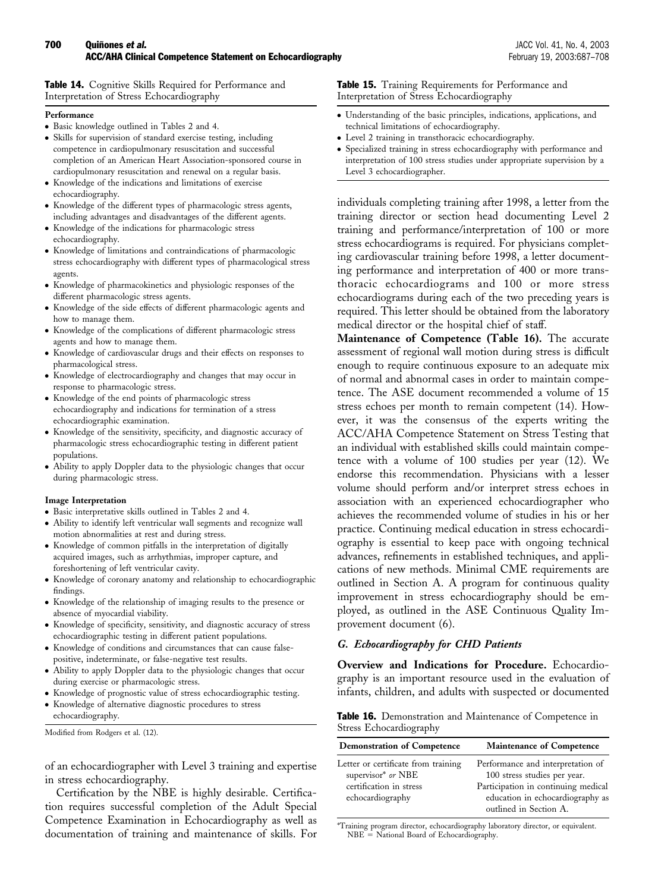**Table 14.** Cognitive Skills Required for Performance and Interpretation of Stress Echocardiography

**Performance**

- Basic knowledge outlined in Tables 2 and 4.
- Skills for supervision of standard exercise testing, including competence in cardiopulmonary resuscitation and successful completion of an American Heart Association-sponsored course in cardiopulmonary resuscitation and renewal on a regular basis.
- Knowledge of the indications and limitations of exercise echocardiography.
- Knowledge of the different types of pharmacologic stress agents, including advantages and disadvantages of the different agents.
- Knowledge of the indications for pharmacologic stress echocardiography.
- Knowledge of limitations and contraindications of pharmacologic stress echocardiography with different types of pharmacological stress agents.
- Knowledge of pharmacokinetics and physiologic responses of the different pharmacologic stress agents.
- Knowledge of the side effects of different pharmacologic agents and how to manage them.
- Knowledge of the complications of different pharmacologic stress agents and how to manage them.
- Knowledge of cardiovascular drugs and their effects on responses to pharmacological stress.
- Knowledge of electrocardiography and changes that may occur in response to pharmacologic stress.
- Knowledge of the end points of pharmacologic stress echocardiography and indications for termination of a stress echocardiographic examination.
- Knowledge of the sensitivity, specificity, and diagnostic accuracy of pharmacologic stress echocardiographic testing in different patient populations.
- Ability to apply Doppler data to the physiologic changes that occur during pharmacologic stress.

**Image Interpretation**

- Basic interpretative skills outlined in Tables 2 and 4.
- Ability to identify left ventricular wall segments and recognize wall motion abnormalities at rest and during stress.
- Knowledge of common pitfalls in the interpretation of digitally acquired images, such as arrhythmias, improper capture, and foreshortening of left ventricular cavity.
- Knowledge of coronary anatomy and relationship to echocardiographic findings.
- Knowledge of the relationship of imaging results to the presence or absence of myocardial viability.
- Knowledge of specificity, sensitivity, and diagnostic accuracy of stress echocardiographic testing in different patient populations.
- Knowledge of conditions and circumstances that can cause false-positive, indeterminate, or false-negative test results.
- Ability to apply Doppler data to the physiologic changes that occur during exercise or pharmacologic stress.
- Knowledge of prognostic value of stress echocardiographic testing.
- Knowledge of alternative diagnostic procedures to stress echocardiography.

Modified from Rodgers et al. (12).

of an echocardiographer with Level 3 training and expertise in stress echocardiography.

Certification by the NBE is highly desirable. Certification requires successful completion of the Adult Special Competence Examination in Echocardiography as well as documentation of training and maintenance of skills. For individuals completing training after 1998, a letter from the training director or section head documenting Level 2 training and performance/interpretation of 100 or more stress echocardiograms is required. For physicians completing cardiovascular training before 1998, a letter documenting performance and interpretation of 400 or more transthoracic echocardiograms and 100 or more stress echocardiograms during each of the two preceding years is required. This letter should be obtained from the laboratory medical director or the hospital chief of staff.

**Table 15.** Training Requirements for Performance and Interpretation of Stress Echocardiography

- Understanding of the basic principles, indications, applications, and technical limitations of echocardiography.
- Level 2 training in transthoracic echocardiography.
- Specialized training in stress echocardiography with performance and interpretation of 100 stress studies under appropriate supervision by a Level 3 echocardiographer.

**Maintenance of Competence (Table 16).** The accurate assessment of regional wall motion during stress is difficult enough to require continuous exposure to an adequate mix of normal and abnormal cases in order to maintain competence. The ASE document recommended a volume of 15 stress echoes per month to remain competent (14). However, it was the consensus of the experts writing the ACC/AHA Competence Statement on Stress Testing that an individual with established skills could maintain competence with a volume of 100 studies per year (12). We endorse this recommendation. Physicians with a lesser volume should perform and/or interpret stress echoes in association with an experienced echocardiographer who achieves the recommended volume of studies in his or her practice. Continuing medical education in stress echocardiography is essential to keep pace with ongoing technical advances, refinements in established techniques, and applications of new methods. Minimal CME requirements are outlined in Section A. A program for continuous quality improvement in stress echocardiography should be employed, as outlined in the ASE Continuous Quality Improvement document (6).

### *G. Echocardiography for CHD Patients*

**Overview and Indications for Procedure.** Echocardiography is an important resource used in the evaluation of infants, children, and adults with suspected or documented

**Table 16.** Demonstration and Maintenance of Competence in Stress Echocardiography

| Demonstration of Competence | Maintenance of Competence |
|---|---|
| Letter or certificate from training supervisor* *or* NBE certification in stress echocardiography | Performance and interpretation of 100 stress studies per year. Participation in continuing medical education in echocardiography as outlined in Section A. |

*Training program director, echocardiography laboratory director, or equivalent.
NBE = National Board of Echocardiography.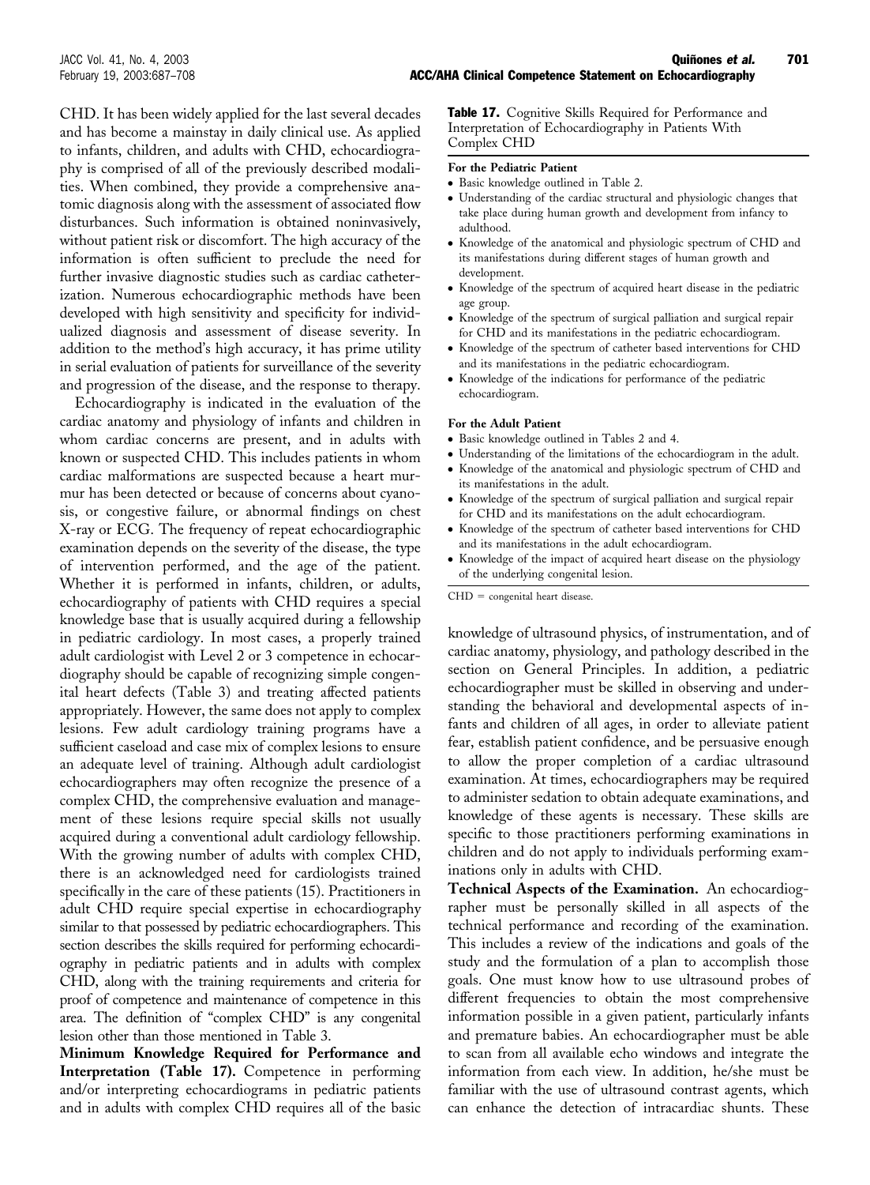CHD. It has been widely applied for the last several decades and has become a mainstay in daily clinical use. As applied to infants, children, and adults with CHD, echocardiography is comprised of all of the previously described modalities. When combined, they provide a comprehensive anatomic diagnosis along with the assessment of associated flow disturbances. Such information is obtained noninvasively, without patient risk or discomfort. The high accuracy of the information is often sufficient to preclude the need for further invasive diagnostic studies such as cardiac catheterization. Numerous echocardiographic methods have been developed with high sensitivity and specificity for individualized diagnosis and assessment of disease severity. In addition to the method's high accuracy, it has prime utility in serial evaluation of patients for surveillance of the severity and progression of the disease, and the response to therapy.

Echocardiography is indicated in the evaluation of the cardiac anatomy and physiology of infants and children in whom cardiac concerns are present, and in adults with known or suspected CHD. This includes patients in whom cardiac malformations are suspected because a heart murmur has been detected or because of concerns about cyanosis, or congestive failure, or abnormal findings on chest X-ray or ECG. The frequency of repeat echocardiographic examination depends on the severity of the disease, the type of intervention performed, and the age of the patient. Whether it is performed in infants, children, or adults, echocardiography of patients with CHD requires a special knowledge base that is usually acquired during a fellowship in pediatric cardiology. In most cases, a properly trained adult cardiologist with Level 2 or 3 competence in echocardiography should be capable of recognizing simple congenital heart defects (Table 3) and treating affected patients appropriately. However, the same does not apply to complex lesions. Few adult cardiology training programs have a sufficient caseload and case mix of complex lesions to ensure an adequate level of training. Although adult cardiologist echocardiographers may often recognize the presence of a complex CHD, the comprehensive evaluation and management of these lesions require special skills not usually acquired during a conventional adult cardiology fellowship. With the growing number of adults with complex CHD, there is an acknowledged need for cardiologists trained specifically in the care of these patients (15). Practitioners in adult CHD require special expertise in echocardiography similar to that possessed by pediatric echocardiographers. This section describes the skills required for performing echocardiography in pediatric patients and in adults with complex CHD, along with the training requirements and criteria for proof of competence and maintenance of competence in this area. The definition of "complex CHD" is any congenital lesion other than those mentioned in Table 3.

**Minimum Knowledge Required for Performance and Interpretation (Table 17).** Competence in performing and/or interpreting echocardiograms in pediatric patients and in adults with complex CHD requires all of the basic knowledge of ultrasound physics, of instrumentation, and of cardiac anatomy, physiology, and pathology described in the section on General Principles. In addition, a pediatric echocardiographer must be skilled in observing and understanding the behavioral and developmental aspects of infants and children of all ages, in order to alleviate patient fear, establish patient confidence, and be persuasive enough to allow the proper completion of a cardiac ultrasound examination. At times, echocardiographers may be required to administer sedation to obtain adequate examinations, and knowledge of these agents is necessary. These skills are specific to those practitioners performing examinations in children and do not apply to individuals performing examinations only in adults with CHD.

**Table 17.** Cognitive Skills Required for Performance and Interpretation of Echocardiography in Patients With Complex CHD

**For the Pediatric Patient**

- Basic knowledge outlined in Table 2.
- Understanding of the cardiac structural and physiologic changes that take place during human growth and development from infancy to adulthood.
- Knowledge of the anatomical and physiologic spectrum of CHD and its manifestations during different stages of human growth and development.
- Knowledge of the spectrum of acquired heart disease in the pediatric age group.
- Knowledge of the spectrum of surgical palliation and surgical repair for CHD and its manifestations in the pediatric echocardiogram.
- Knowledge of the spectrum of catheter based interventions for CHD and its manifestations in the pediatric echocardiogram.
- Knowledge of the indications for performance of the pediatric echocardiogram.

**For the Adult Patient**

- Basic knowledge outlined in Tables 2 and 4.
- Understanding of the limitations of the echocardiogram in the adult.
- Knowledge of the anatomical and physiologic spectrum of CHD and its manifestations in the adult.
- Knowledge of the spectrum of surgical palliation and surgical repair for CHD and its manifestations on the adult echocardiogram.
- Knowledge of the spectrum of catheter based interventions for CHD and its manifestations in the adult echocardiogram.
- Knowledge of the impact of acquired heart disease on the physiology of the underlying congenital lesion.

CHD = congenital heart disease.

**Technical Aspects of the Examination.** An echocardiographer must be personally skilled in all aspects of the technical performance and recording of the examination. This includes a review of the indications and goals of the study and the formulation of a plan to accomplish those goals. One must know how to use ultrasound probes of different frequencies to obtain the most comprehensive information possible in a given patient, particularly infants and premature babies. An echocardiographer must be able to scan from all available echo windows and integrate the information from each view. In addition, he/she must be familiar with the use of ultrasound contrast agents, which can enhance the detection of intracardiac shunts. These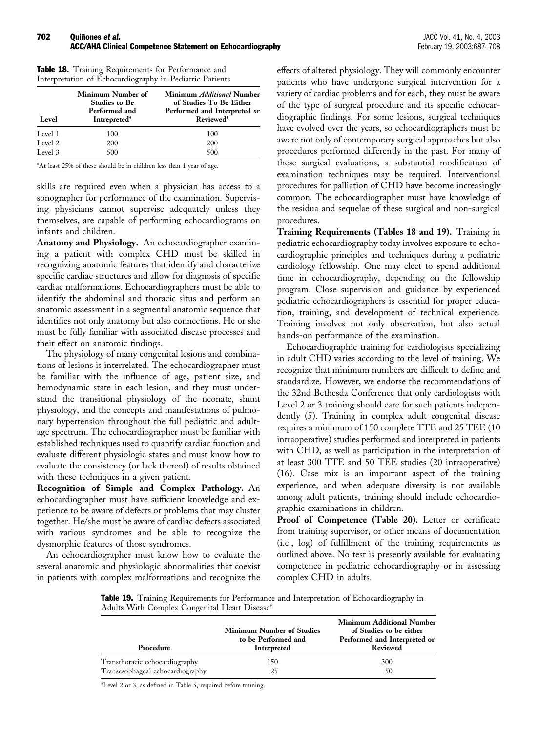**Table 18.** Training Requirements for Performance and Interpretation of Echocardiography in Pediatric Patients

| Level | Minimum Number of Studies to Be Performed and Intrepreted* | Minimum *Additional* Number of Studies To Be Either Performed and Interpreted *or* Reviewed* |
|---|---|---|
| Level 1 | 100 | 100 |
| Level 2 | 200 | 200 |
| Level 3 | 500 | 500 |

*At least 25% of these should be in children less than 1 year of age.

skills are required even when a physician has access to a sonographer for performance of the examination. Supervising physicians cannot supervise adequately unless they themselves, are capable of performing echocardiograms on infants and children.

**Anatomy and Physiology.** An echocardiographer examining a patient with complex CHD must be skilled in recognizing anatomic features that identify and characterize specific cardiac structures and allow for diagnosis of specific cardiac malformations. Echocardiographers must be able to identify the abdominal and thoracic situs and perform an anatomic assessment in a segmental anatomic sequence that identifies not only anatomy but also connections. He or she must be fully familiar with associated disease processes and their effect on anatomic findings.

The physiology of many congenital lesions and combinations of lesions is interrelated. The echocardiographer must be familiar with the influence of age, patient size, and hemodynamic state in each lesion, and they must understand the transitional physiology of the neonate, shunt physiology, and the concepts and manifestations of pulmonary hypertension throughout the full pediatric and adult-age spectrum. The echocardiographer must be familiar with established techniques used to quantify cardiac function and evaluate different physiologic states and must know how to evaluate the consistency (or lack thereof) of results obtained with these techniques in a given patient.

**Recognition of Simple and Complex Pathology.** An echocardiographer must have sufficient knowledge and experience to be aware of defects or problems that may cluster together. He/she must be aware of cardiac defects associated with various syndromes and be able to recognize the dysmorphic features of those syndromes.

An echocardiographer must know how to evaluate the several anatomic and physiologic abnormalities that coexist in patients with complex malformations and recognize the effects of altered physiology. They will commonly encounter patients who have undergone surgical intervention for a variety of cardiac problems and for each, they must be aware of the type of surgical procedure and its specific echocardiographic findings. For some lesions, surgical techniques have evolved over the years, so echocardiographers must be aware not only of contemporary surgical approaches but also procedures performed differently in the past. For many of these surgical evaluations, a substantial modification of examination techniques may be required. Interventional procedures for palliation of CHD have become increasingly common. The echocardiographer must have knowledge of the residua and sequelae of these surgical and non-surgical procedures.

**Training Requirements (Tables 18 and 19).** Training in pediatric echocardiography today involves exposure to echocardiographic principles and techniques during a pediatric cardiology fellowship. One may elect to spend additional time in echocardiography, depending on the fellowship program. Close supervision and guidance by experienced pediatric echocardiographers is essential for proper education, training, and development of technical experience. Training involves not only observation, but also actual hands-on performance of the examination.

Echocardiographic training for cardiologists specializing in adult CHD varies according to the level of training. We recognize that minimum numbers are difficult to define and standardize. However, we endorse the recommendations of the 32nd Bethesda Conference that only cardiologists with Level 2 or 3 training should care for such patients independently (5). Training in complex adult congenital disease requires a minimum of 150 complete TTE and 25 TEE (10 intraoperative) studies performed and interpreted in patients with CHD, as well as participation in the interpretation of at least 300 TTE and 50 TEE studies (20 intraoperative) (16). Case mix is an important aspect of the training experience, and when adequate diversity is not available among adult patients, training should include echocardiographic examinations in children.

**Proof of Competence (Table 20).** Letter or certificate from training supervisor, or other means of documentation (i.e., log) of fulfillment of the training requirements as outlined above. No test is presently available for evaluating competence in pediatric echocardiography or in assessing complex CHD in adults.

**Table 19.** Training Requirements for Performance and Interpretation of Echocardiography in Adults With Complex Congenital Heart Disease*

| Procedure | Minimum Number of Studies to be Performed and Interpreted | Minimum Additional Number of Studies to be either Performed and Interpreted or Reviewed |
|---|---|---|
| Transthoracic echocardiography | 150 | 300 |
| Transesophageal echocardiography | 25 | 50 |

*Level 2 or 3, as defined in Table 5, required before training.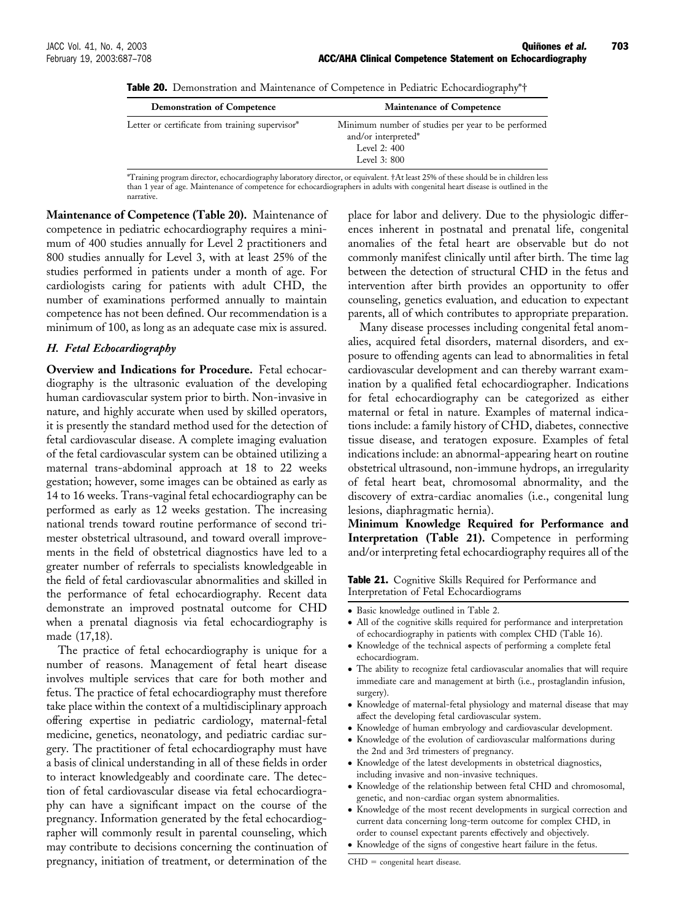**Table 20.** Demonstration and Maintenance of Competence in Pediatric Echocardiography*†

| Demonstration of Competence | Maintenance of Competence |
|---|---|
| Letter or certificate from training supervisor* | Minimum number of studies per year to be performed and/or interpreted*<br>Level 2: 400<br>Level 3: 800 |

*Training program director, echocardiography laboratory director, or equivalent. †At least 25% of these should be in children less than 1 year of age. Maintenance of competence for echocardiographers in adults with congenital heart disease is outlined in the narrative.

**Maintenance of Competence (Table 20).** Maintenance of competence in pediatric echocardiography requires a minimum of 400 studies annually for Level 2 practitioners and 800 studies annually for Level 3, with at least 25% of the studies performed in patients under a month of age. For cardiologists caring for patients with adult CHD, the number of examinations performed annually to maintain competence has not been defined. Our recommendation is a minimum of 100, as long as an adequate case mix is assured.

### *H. Fetal Echocardiography*

**Overview and Indications for Procedure.** Fetal echocardiography is the ultrasonic evaluation of the developing human cardiovascular system prior to birth. Non-invasive in nature, and highly accurate when used by skilled operators, it is presently the standard method used for the detection of fetal cardiovascular disease. A complete imaging evaluation of the fetal cardiovascular system can be obtained utilizing a maternal trans-abdominal approach at 18 to 22 weeks gestation; however, some images can be obtained as early as 14 to 16 weeks. Trans-vaginal fetal echocardiography can be performed as early as 12 weeks gestation. The increasing national trends toward routine performance of second trimester obstetrical ultrasound, and toward overall improvements in the field of obstetrical diagnostics have led to a greater number of referrals to specialists knowledgeable in the field of fetal cardiovascular abnormalities and skilled in the performance of fetal echocardiography. Recent data demonstrate an improved postnatal outcome for CHD when a prenatal diagnosis via fetal echocardiography is made (17,18).

The practice of fetal echocardiography is unique for a number of reasons. Management of fetal heart disease involves multiple services that care for both mother and fetus. The practice of fetal echocardiography must therefore take place within the context of a multidisciplinary approach offering expertise in pediatric cardiology, maternal-fetal medicine, genetics, neonatology, and pediatric cardiac surgery. The practitioner of fetal echocardiography must have a basis of clinical understanding in all of these fields in order to interact knowledgeably and coordinate care. The detection of fetal cardiovascular disease via fetal echocardiography can have a significant impact on the course of the pregnancy. Information generated by the fetal echocardiographer will commonly result in parental counseling, which may contribute to decisions concerning the continuation of pregnancy, initiation of treatment, or determination of the place for labor and delivery. Due to the physiologic differences inherent in postnatal and prenatal life, congenital anomalies of the fetal heart are observable but do not commonly manifest clinically until after birth. The time lag between the detection of structural CHD in the fetus and intervention after birth provides an opportunity to offer counseling, genetics evaluation, and education to expectant parents, all of which contributes to appropriate preparation.

Many disease processes including congenital fetal anomalies, acquired fetal disorders, maternal disorders, and exposure to offending agents can lead to abnormalities in fetal cardiovascular development and can thereby warrant examination by a qualified fetal echocardiographer. Indications for fetal echocardiography can be categorized as either maternal or fetal in nature. Examples of maternal indications include: a family history of CHD, diabetes, connective tissue disease, and teratogen exposure. Examples of fetal indications include: an abnormal-appearing heart on routine obstetrical ultrasound, non-immune hydrops, an irregularity of fetal heart beat, chromosomal abnormality, and the discovery of extra-cardiac anomalies (i.e., congenital lung lesions, diaphragmatic hernia).

**Minimum Knowledge Required for Performance and Interpretation (Table 21).** Competence in performing and/or interpreting fetal echocardiography requires all of the

**Table 21.** Cognitive Skills Required for Performance and Interpretation of Fetal Echocardiograms

- Basic knowledge outlined in Table 2.
- All of the cognitive skills required for performance and interpretation of echocardiography in patients with complex CHD (Table 16).
- Knowledge of the technical aspects of performing a complete fetal echocardiogram.
- The ability to recognize fetal cardiovascular anomalies that will require immediate care and management at birth (i.e., prostaglandin infusion, surgery).
- Knowledge of maternal-fetal physiology and maternal disease that may affect the developing fetal cardiovascular system.
- Knowledge of human embryology and cardiovascular development.
- Knowledge of the evolution of cardiovascular malformations during the 2nd and 3rd trimesters of pregnancy.
- Knowledge of the latest developments in obstetrical diagnostics, including invasive and non-invasive techniques.
- Knowledge of the relationship between fetal CHD and chromosomal, genetic, and non-cardiac organ system abnormalities.
- Knowledge of the most recent developments in surgical correction and current data concerning long-term outcome for complex CHD, in order to counsel expectant parents effectively and objectively.
- Knowledge of the signs of congestive heart failure in the fetus.

CHD = congenital heart disease.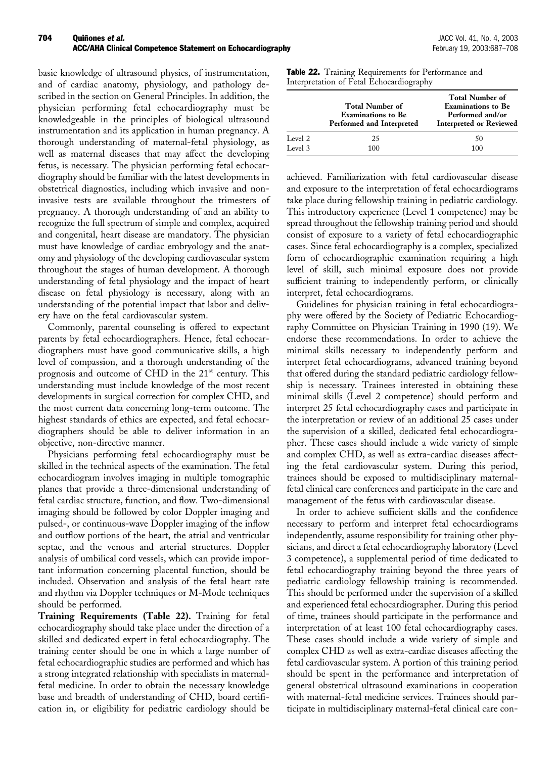basic knowledge of ultrasound physics, of instrumentation, and of cardiac anatomy, physiology, and pathology described in the section on General Principles. In addition, the physician performing fetal echocardiography must be knowledgeable in the principles of biological ultrasound instrumentation and its application in human pregnancy. A thorough understanding of maternal-fetal physiology, as well as maternal diseases that may affect the developing fetus, is necessary. The physician performing fetal echocardiography should be familiar with the latest developments in obstetrical diagnostics, including which invasive and noninvasive tests are available throughout the trimesters of pregnancy. A thorough understanding of and an ability to recognize the full spectrum of simple and complex, acquired and congenital, heart disease are mandatory. The physician must have knowledge of cardiac embryology and the anatomy and physiology of the developing cardiovascular system throughout the stages of human development. A thorough understanding of fetal physiology and the impact of heart disease on fetal physiology is necessary, along with an understanding of the potential impact that labor and delivery have on the fetal cardiovascular system.

Commonly, parental counseling is offered to expectant parents by fetal echocardiographers. Hence, fetal echocardiographers must have good communicative skills, a high level of compassion, and a thorough understanding of the prognosis and outcome of CHD in the 21st century. This understanding must include knowledge of the most recent developments in surgical correction for complex CHD, and the most current data concerning long-term outcome. The highest standards of ethics are expected, and fetal echocardiographers should be able to deliver information in an objective, non-directive manner.

Physicians performing fetal echocardiography must be skilled in the technical aspects of the examination. The fetal echocardiogram involves imaging in multiple tomographic planes that provide a three-dimensional understanding of fetal cardiac structure, function, and flow. Two-dimensional imaging should be followed by color Doppler imaging and pulsed-, or continuous-wave Doppler imaging of the inflow and outflow portions of the heart, the atrial and ventricular septae, and the venous and arterial structures. Doppler analysis of umbilical cord vessels, which can provide important information concerning placental function, should be included. Observation and analysis of the fetal heart rate and rhythm via Doppler techniques or M-Mode techniques should be performed.

**Training Requirements (Table 22).** Training for fetal echocardiography should take place under the direction of a skilled and dedicated expert in fetal echocardiography. The training center should be one in which a large number of fetal echocardiographic studies are performed and which has a strong integrated relationship with specialists in maternal-fetal medicine. In order to obtain the necessary knowledge base and breadth of understanding of CHD, board certification in, or eligibility for pediatric cardiology should be achieved. Familiarization with fetal cardiovascular disease and exposure to the interpretation of fetal echocardiograms take place during fellowship training in pediatric cardiology. This introductory experience (Level 1 competence) may be spread throughout the fellowship training period and should consist of exposure to a variety of fetal echocardiographic cases. Since fetal echocardiography is a complex, specialized form of echocardiographic examination requiring a high level of skill, such minimal exposure does not provide sufficient training to independently perform, or clinically interpret, fetal echocardiograms.

**Table 22.** Training Requirements for Performance and Interpretation of Fetal Echocardiography

| | Total Number of Examinations to Be Performed and Interpreted | Total Number of Examinations to Be Performed and/or Interpreted or Reviewed |
|---|---|---|
| Level 2 | 25 | 50 |
| Level 3 | 100 | 100 |

Guidelines for physician training in fetal echocardiography were offered by the Society of Pediatric Echocardiography Committee on Physician Training in 1990 (19). We endorse these recommendations. In order to achieve the minimal skills necessary to independently perform and interpret fetal echocardiograms, advanced training beyond that offered during the standard pediatric cardiology fellowship is necessary. Trainees interested in obtaining these minimal skills (Level 2 competence) should perform and interpret 25 fetal echocardiography cases and participate in the interpretation or review of an additional 25 cases under the supervision of a skilled, dedicated fetal echocardiographer. These cases should include a wide variety of simple and complex CHD, as well as extra-cardiac diseases affecting the fetal cardiovascular system. During this period, trainees should be exposed to multidisciplinary maternal-fetal clinical care conferences and participate in the care and management of the fetus with cardiovascular disease.

In order to achieve sufficient skills and the confidence necessary to perform and interpret fetal echocardiograms independently, assume responsibility for training other physicians, and direct a fetal echocardiography laboratory (Level 3 competence), a supplemental period of time dedicated to fetal echocardiography training beyond the three years of pediatric cardiology fellowship training is recommended. This should be performed under the supervision of a skilled and experienced fetal echocardiographer. During this period of time, trainees should participate in the performance and interpretation of at least 100 fetal echocardiography cases. These cases should include a wide variety of simple and complex CHD as well as extra-cardiac diseases affecting the fetal cardiovascular system. A portion of this training period should be spent in the performance and interpretation of general obstetrical ultrasound examinations in cooperation with maternal-fetal medicine services. Trainees should participate in multidisciplinary maternal-fetal clinical care con-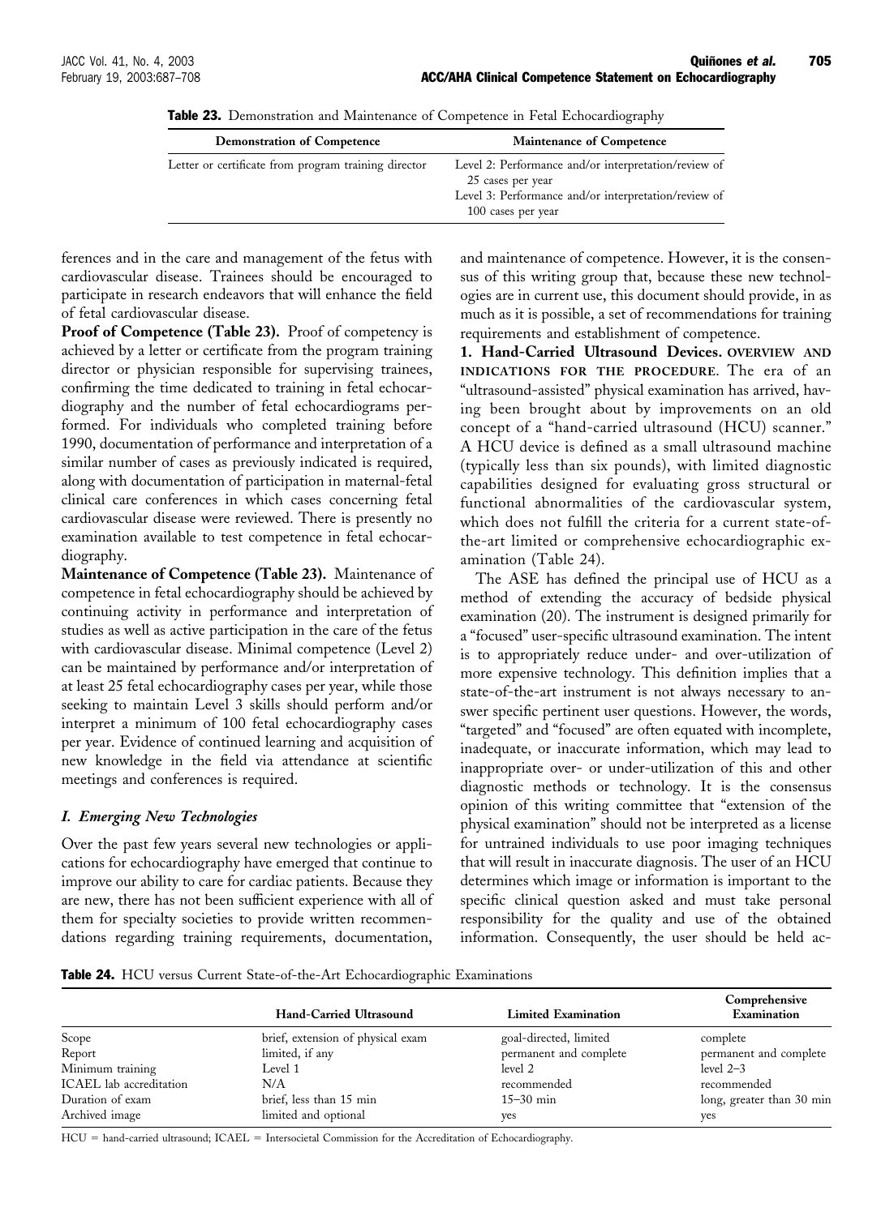**Table 23.** Demonstration and Maintenance of Competence in Fetal Echocardiography

| Demonstration of Competence | Maintenance of Competence |
| --- | --- |
| Letter or certificate from program training director | Level 2: Performance and/or interpretation/review of 25 cases per year<br>Level 3: Performance and/or interpretation/review of 100 cases per year |

ferences and in the care and management of the fetus with cardiovascular disease. Trainees should be encouraged to participate in research endeavors that will enhance the field of fetal cardiovascular disease.

**Proof of Competence (Table 23).** Proof of competency is achieved by a letter or certificate from the program training director or physician responsible for supervising trainees, confirming the time dedicated to training in fetal echocardiography and the number of fetal echocardiograms performed. For individuals who completed training before 1990, documentation of performance and interpretation of a similar number of cases as previously indicated is required, along with documentation of participation in maternal-fetal clinical care conferences in which cases concerning fetal cardiovascular disease were reviewed. There is presently no examination available to test competence in fetal echocardiography.

**Maintenance of Competence (Table 23).** Maintenance of competence in fetal echocardiography should be achieved by continuing activity in performance and interpretation of studies as well as active participation in the care of the fetus with cardiovascular disease. Minimal competence (Level 2) can be maintained by performance and/or interpretation of at least 25 fetal echocardiography cases per year, while those seeking to maintain Level 3 skills should perform and/or interpret a minimum of 100 fetal echocardiography cases per year. Evidence of continued learning and acquisition of new knowledge in the field via attendance at scientific meetings and conferences is required.

### *I. Emerging New Technologies*

Over the past few years several new technologies or applications for echocardiography have emerged that continue to improve our ability to care for cardiac patients. Because they are new, there has not been sufficient experience with all of them for specialty societies to provide written recommendations regarding training requirements, documentation, and maintenance of competence. However, it is the consensus of this writing group that, because these new technologies are in current use, this document should provide, in as much as it is possible, a set of recommendations for training requirements and establishment of competence.

**1. Hand-Carried Ultrasound Devices.** OVERVIEW AND INDICATIONS FOR THE PROCEDURE. The era of an "ultrasound-assisted" physical examination has arrived, having been brought about by improvements on an old concept of a "hand-carried ultrasound (HCU) scanner." A HCU device is defined as a small ultrasound machine (typically less than six pounds), with limited diagnostic capabilities designed for evaluating gross structural or functional abnormalities of the cardiovascular system, which does not fulfill the criteria for a current state-of-the-art limited or comprehensive echocardiographic examination (Table 24).

The ASE has defined the principal use of HCU as a method of extending the accuracy of bedside physical examination (20). The instrument is designed primarily for a "focused" user-specific ultrasound examination. The intent is to appropriately reduce under- and over-utilization of more expensive technology. This definition implies that a state-of-the-art instrument is not always necessary to answer specific pertinent user questions. However, the words, "targeted" and "focused" are often equated with incomplete, inadequate, or inaccurate information, which may lead to inappropriate over- or under-utilization of this and other diagnostic methods or technology. It is the consensus opinion of this writing committee that "extension of the physical examination" should not be interpreted as a license for untrained individuals to use poor imaging techniques that will result in inaccurate diagnosis. The user of an HCU determines which image or information is important to the specific clinical question asked and must take personal responsibility for the quality and use of the obtained information. Consequently, the user should be held ac-

**Table 24.** HCU versus Current State-of-the-Art Echocardiographic Examinations

| | Hand-Carried Ultrasound | Limited Examination | Comprehensive Examination |
| --- | --- | --- | --- |
| Scope | brief, extension of physical exam | goal-directed, limited | complete |
| Report | limited, if any | permanent and complete | permanent and complete |
| Minimum training | Level 1 | level 2 | level 2–3 |
| ICAEL lab accreditation | N/A | recommended | recommended |
| Duration of exam | brief, less than 15 min | 15–30 min | long, greater than 30 min |
| Archived image | limited and optional | yes | yes |

HCU = hand-carried ultrasound; ICAEL = Intersocietal Commission for the Accreditation of Echocardiography.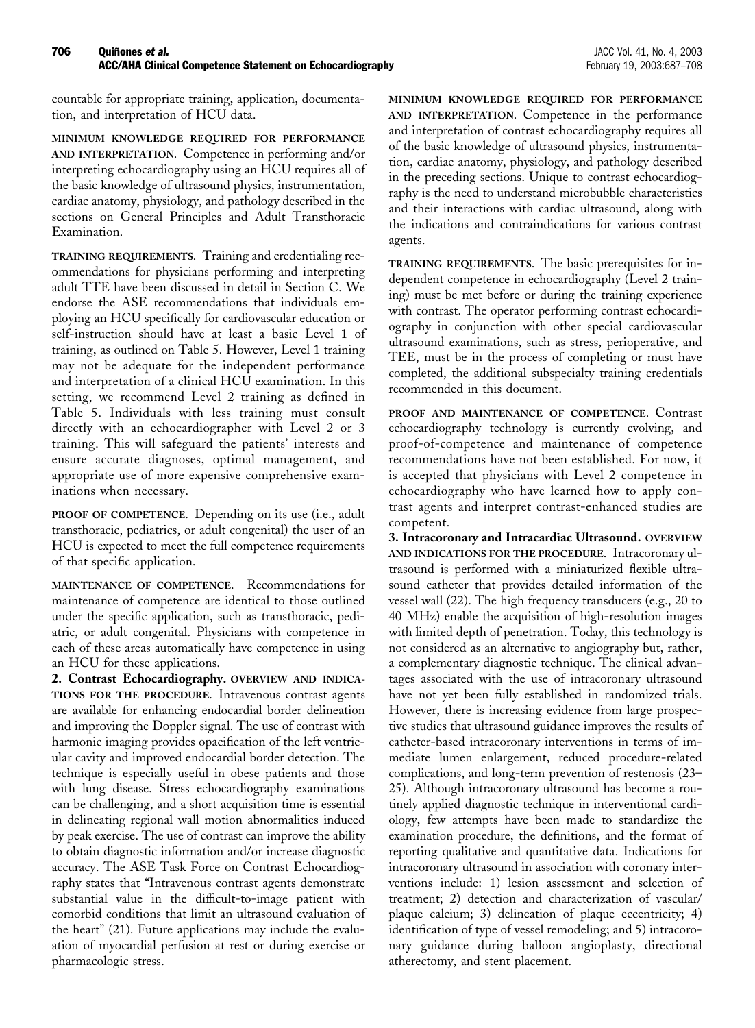countable for appropriate training, application, documentation, and interpretation of HCU data.

**MINIMUM KNOWLEDGE REQUIRED FOR PERFORMANCE AND INTERPRETATION.** Competence in performing and/or interpreting echocardiography using an HCU requires all of the basic knowledge of ultrasound physics, instrumentation, cardiac anatomy, physiology, and pathology described in the sections on General Principles and Adult Transthoracic Examination.

**TRAINING REQUIREMENTS.** Training and credentialing recommendations for physicians performing and interpreting adult TTE have been discussed in detail in Section C. We endorse the ASE recommendations that individuals employing an HCU specifically for cardiovascular education or self-instruction should have at least a basic Level 1 of training, as outlined on Table 5. However, Level 1 training may not be adequate for the independent performance and interpretation of a clinical HCU examination. In this setting, we recommend Level 2 training as defined in Table 5. Individuals with less training must consult directly with an echocardiographer with Level 2 or 3 training. This will safeguard the patients' interests and ensure accurate diagnoses, optimal management, and appropriate use of more expensive comprehensive examinations when necessary.

**PROOF OF COMPETENCE.** Depending on its use (i.e., adult transthoracic, pediatrics, or adult congenital) the user of an HCU is expected to meet the full competence requirements of that specific application.

**MAINTENANCE OF COMPETENCE.** Recommendations for maintenance of competence are identical to those outlined under the specific application, such as transthoracic, pediatric, or adult congenital. Physicians with competence in each of these areas automatically have competence in using an HCU for these applications.

**2. Contrast Echocardiography.** **OVERVIEW AND INDICATIONS FOR THE PROCEDURE.** Intravenous contrast agents are available for enhancing endocardial border delineation and improving the Doppler signal. The use of contrast with harmonic imaging provides opacification of the left ventricular cavity and improved endocardial border detection. The technique is especially useful in obese patients and those with lung disease. Stress echocardiography examinations can be challenging, and a short acquisition time is essential in delineating regional wall motion abnormalities induced by peak exercise. The use of contrast can improve the ability to obtain diagnostic information and/or increase diagnostic accuracy. The ASE Task Force on Contrast Echocardiography states that "Intravenous contrast agents demonstrate substantial value in the difficult-to-image patient with comorbid conditions that limit an ultrasound evaluation of the heart" (21). Future applications may include the evaluation of myocardial perfusion at rest or during exercise or pharmacologic stress.

**MINIMUM KNOWLEDGE REQUIRED FOR PERFORMANCE AND INTERPRETATION.** Competence in the performance and interpretation of contrast echocardiography requires all of the basic knowledge of ultrasound physics, instrumentation, cardiac anatomy, physiology, and pathology described in the preceding sections. Unique to contrast echocardiography is the need to understand microbubble characteristics and their interactions with cardiac ultrasound, along with the indications and contraindications for various contrast agents.

**TRAINING REQUIREMENTS.** The basic prerequisites for independent competence in echocardiography (Level 2 training) must be met before or during the training experience with contrast. The operator performing contrast echocardiography in conjunction with other special cardiovascular ultrasound examinations, such as stress, perioperative, and TEE, must be in the process of completing or must have completed, the additional subspecialty training credentials recommended in this document.

**PROOF AND MAINTENANCE OF COMPETENCE.** Contrast echocardiography technology is currently evolving, and proof-of-competence and maintenance of competence recommendations have not been established. For now, it is accepted that physicians with Level 2 competence in echocardiography who have learned how to apply contrast agents and interpret contrast-enhanced studies are competent.

**3. Intracoronary and Intracardiac Ultrasound.** **OVERVIEW AND INDICATIONS FOR THE PROCEDURE.** Intracoronary ultrasound is performed with a miniaturized flexible ultrasound catheter that provides detailed information of the vessel wall (22). The high frequency transducers (e.g., 20 to 40 MHz) enable the acquisition of high-resolution images with limited depth of penetration. Today, this technology is not considered as an alternative to angiography but, rather, a complementary diagnostic technique. The clinical advantages associated with the use of intracoronary ultrasound have not yet been fully established in randomized trials. However, there is increasing evidence from large prospective studies that ultrasound guidance improves the results of catheter-based intracoronary interventions in terms of immediate lumen enlargement, reduced procedure-related complications, and long-term prevention of restenosis (23–25). Although intracoronary ultrasound has become a routinely applied diagnostic technique in interventional cardiology, few attempts have been made to standardize the examination procedure, the definitions, and the format of reporting qualitative and quantitative data. Indications for intracoronary ultrasound in association with coronary interventions include: 1) lesion assessment and selection of treatment; 2) detection and characterization of vascular/plaque calcium; 3) delineation of plaque eccentricity; 4) identification of type of vessel remodeling; and 5) intracoronary guidance during balloon angioplasty, directional atherectomy, and stent placement.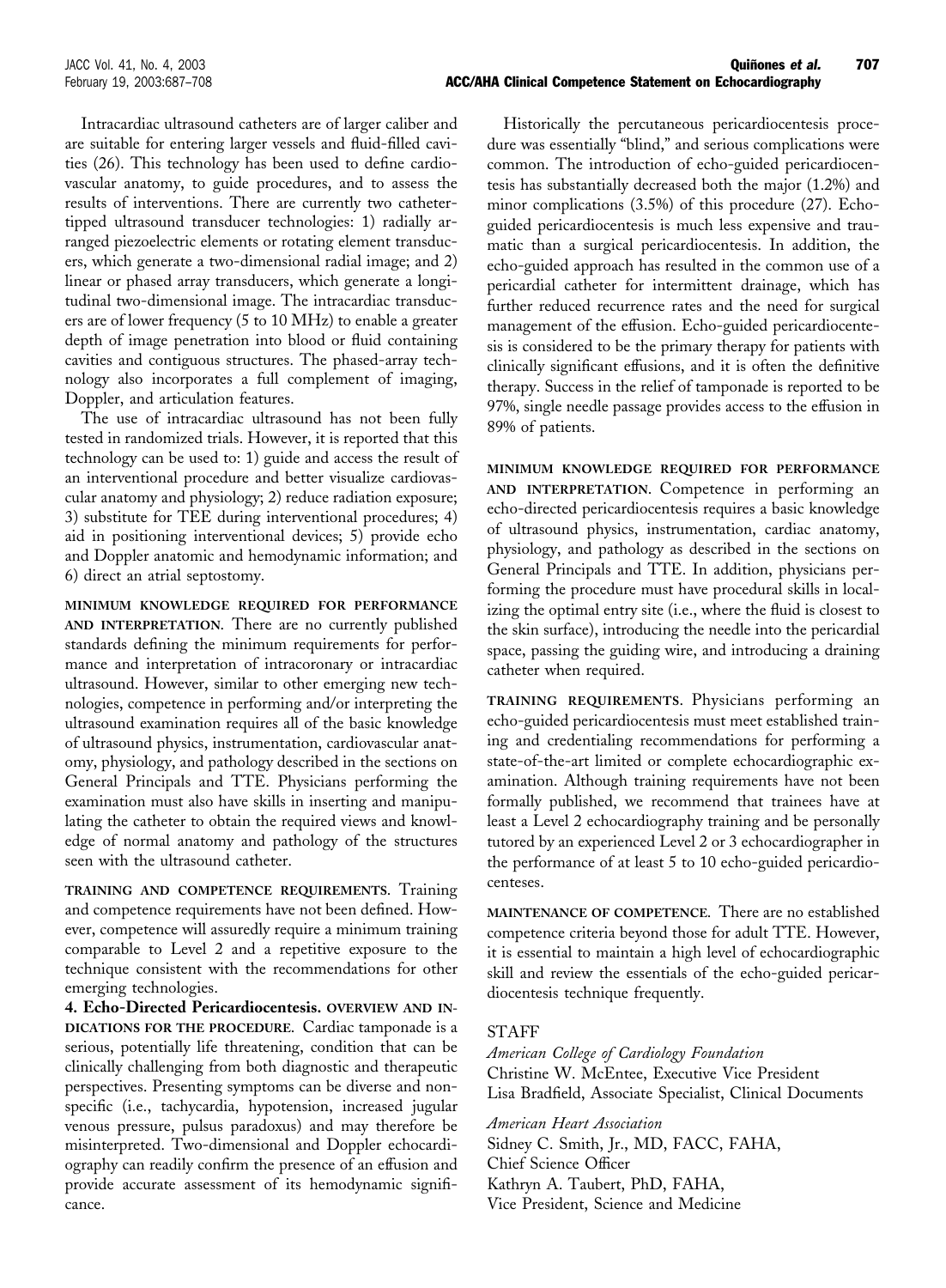Intracardiac ultrasound catheters are of larger caliber and are suitable for entering larger vessels and fluid-filled cavities (26). This technology has been used to define cardiovascular anatomy, to guide procedures, and to assess the results of interventions. There are currently two catheter-tipped ultrasound transducer technologies: 1) radially arranged piezoelectric elements or rotating element transducers, which generate a two-dimensional radial image; and 2) linear or phased array transducers, which generate a longitudinal two-dimensional image. The intracardiac transducers are of lower frequency (5 to 10 MHz) to enable a greater depth of image penetration into blood or fluid containing cavities and contiguous structures. The phased-array technology also incorporates a full complement of imaging, Doppler, and articulation features.

The use of intracardiac ultrasound has not been fully tested in randomized trials. However, it is reported that this technology can be used to: 1) guide and access the result of an interventional procedure and better visualize cardiovascular anatomy and physiology; 2) reduce radiation exposure; 3) substitute for TEE during interventional procedures; 4) aid in positioning interventional devices; 5) provide echo and Doppler anatomic and hemodynamic information; and 6) direct an atrial septostomy.

**MINIMUM KNOWLEDGE REQUIRED FOR PERFORMANCE AND INTERPRETATION.** There are no currently published standards defining the minimum requirements for performance and interpretation of intracoronary or intracardiac ultrasound. However, similar to other emerging new technologies, competence in performing and/or interpreting the ultrasound examination requires all of the basic knowledge of ultrasound physics, instrumentation, cardiovascular anatomy, physiology, and pathology described in the sections on General Principals and TTE. Physicians performing the examination must also have skills in inserting and manipulating the catheter to obtain the required views and knowledge of normal anatomy and pathology of the structures seen with the ultrasound catheter.

**TRAINING AND COMPETENCE REQUIREMENTS.** Training and competence requirements have not been defined. However, competence will assuredly require a minimum training comparable to Level 2 and a repetitive exposure to the technique consistent with the recommendations for other emerging technologies.

**4. Echo-Directed Pericardiocentesis.** **OVERVIEW AND INDICATIONS FOR THE PROCEDURE.** Cardiac tamponade is a serious, potentially life threatening, condition that can be clinically challenging from both diagnostic and therapeutic perspectives. Presenting symptoms can be diverse and nonspecific (i.e., tachycardia, hypotension, increased jugular venous pressure, pulsus paradoxus) and may therefore be misinterpreted. Two-dimensional and Doppler echocardiography can readily confirm the presence of an effusion and provide accurate assessment of its hemodynamic significance.

Historically the percutaneous pericardiocentesis procedure was essentially "blind," and serious complications were common. The introduction of echo-guided pericardiocentesis has substantially decreased both the major (1.2%) and minor complications (3.5%) of this procedure (27). Echo-guided pericardiocentesis is much less expensive and traumatic than a surgical pericardiocentesis. In addition, the echo-guided approach has resulted in the common use of a pericardial catheter for intermittent drainage, which has further reduced recurrence rates and the need for surgical management of the effusion. Echo-guided pericardiocentesis is considered to be the primary therapy for patients with clinically significant effusions, and it is often the definitive therapy. Success in the relief of tamponade is reported to be 97%, single needle passage provides access to the effusion in 89% of patients.

**MINIMUM KNOWLEDGE REQUIRED FOR PERFORMANCE AND INTERPRETATION.** Competence in performing an echo-directed pericardiocentesis requires a basic knowledge of ultrasound physics, instrumentation, cardiac anatomy, physiology, and pathology as described in the sections on General Principals and TTE. In addition, physicians performing the procedure must have procedural skills in localizing the optimal entry site (i.e., where the fluid is closest to the skin surface), introducing the needle into the pericardial space, passing the guiding wire, and introducing a draining catheter when required.

**TRAINING REQUIREMENTS.** Physicians performing an echo-guided pericardiocentesis must meet established training and credentialing recommendations for performing a state-of-the-art limited or complete echocardiographic examination. Although training requirements have not been formally published, we recommend that trainees have at least a Level 2 echocardiography training and be personally tutored by an experienced Level 2 or 3 echocardiographer in the performance of at least 5 to 10 echo-guided pericardiocenteses.

**MAINTENANCE OF COMPETENCE.** There are no established competence criteria beyond those for adult TTE. However, it is essential to maintain a high level of echocardiographic skill and review the essentials of the echo-guided pericardiocentesis technique frequently.

## STAFF

*American College of Cardiology Foundation*
Christine W. McEntee, Executive Vice President
Lisa Bradfield, Associate Specialist, Clinical Documents

*American Heart Association*
Sidney C. Smith, Jr., MD, FACC, FAHA, Chief Science Officer
Kathryn A. Taubert, PhD, FAHA, Vice President, Science and Medicine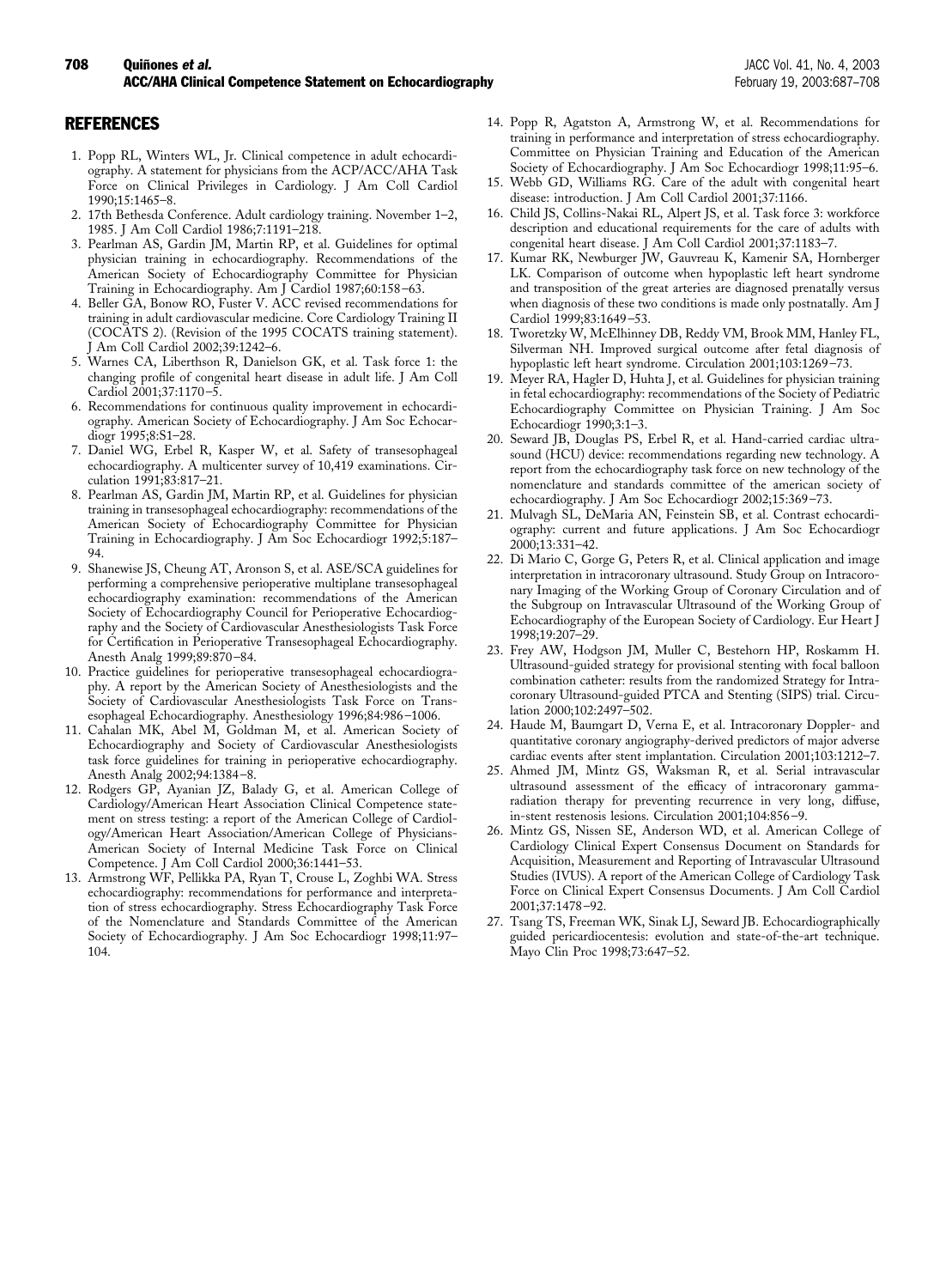## REFERENCES

1. Popp RL, Winters WL, Jr. Clinical competence in adult echocardiography. A statement for physicians from the ACP/ACC/AHA Task Force on Clinical Privileges in Cardiology. J Am Coll Cardiol 1990;15:1465–8.
2. 17th Bethesda Conference. Adult cardiology training. November 1–2, 1985. J Am Coll Cardiol 1986;7:1191–218.
3. Pearlman AS, Gardin JM, Martin RP, et al. Guidelines for optimal physician training in echocardiography. Recommendations of the American Society of Echocardiography Committee for Physician Training in Echocardiography. Am J Cardiol 1987;60:158–63.
4. Beller GA, Bonow RO, Fuster V. ACC revised recommendations for training in adult cardiovascular medicine. Core Cardiology Training II (COCATS 2). (Revision of the 1995 COCATS training statement). J Am Coll Cardiol 2002;39:1242–6.
5. Warnes CA, Liberthson R, Danielson GK, et al. Task force 1: the changing profile of congenital heart disease in adult life. J Am Coll Cardiol 2001;37:1170–5.
6. Recommendations for continuous quality improvement in echocardiography. American Society of Echocardiography. J Am Soc Echocardiogr 1995;8:S1–28.
7. Daniel WG, Erbel R, Kasper W, et al. Safety of transesophageal echocardiography. A multicenter survey of 10,419 examinations. Circulation 1991;83:817–21.
8. Pearlman AS, Gardin JM, Martin RP, et al. Guidelines for physician training in transesophageal echocardiography: recommendations of the American Society of Echocardiography Committee for Physician Training in Echocardiography. J Am Soc Echocardiogr 1992;5:187–94.
9. Shanewise JS, Cheung AT, Aronson S, et al. ASE/SCA guidelines for performing a comprehensive perioperative multiplane transesophageal echocardiography examination: recommendations of the American Society of Echocardiography Council for Perioperative Echocardiography and the Society of Cardiovascular Anesthesiologists Task Force for Certification in Perioperative Transesophageal Echocardiography. Anesth Analg 1999;89:870–84.
10. Practice guidelines for perioperative transesophageal echocardiography. A report by the American Society of Anesthesiologists and the Society of Cardiovascular Anesthesiologists Task Force on Transesophageal Echocardiography. Anesthesiology 1996;84:986–1006.
11. Cahalan MK, Abel M, Goldman M, et al. American Society of Echocardiography and Society of Cardiovascular Anesthesiologists task force guidelines for training in perioperative echocardiography. Anesth Analg 2002;94:1384–8.
12. Rodgers GP, Ayanian JZ, Balady G, et al. American College of Cardiology/American Heart Association Clinical Competence statement on stress testing: a report of the American College of Cardiology/American Heart Association/American College of Physicians-American Society of Internal Medicine Task Force on Clinical Competence. J Am Coll Cardiol 2000;36:1441–53.
13. Armstrong WF, Pellikka PA, Ryan T, Crouse L, Zoghbi WA. Stress echocardiography: recommendations for performance and interpretation of stress echocardiography. Stress Echocardiography Task Force of the Nomenclature and Standards Committee of the American Society of Echocardiography. J Am Soc Echocardiogr 1998;11:97–104.
14. Popp R, Agatston A, Armstrong W, et al. Recommendations for training in performance and interpretation of stress echocardiography. Committee on Physician Training and Education of the American Society of Echocardiography. J Am Soc Echocardiogr 1998;11:95–6.
15. Webb GD, Williams RG. Care of the adult with congenital heart disease: introduction. J Am Coll Cardiol 2001;37:1166.
16. Child JS, Collins-Nakai RL, Alpert JS, et al. Task force 3: workforce description and educational requirements for the care of adults with congenital heart disease. J Am Coll Cardiol 2001;37:1183–7.
17. Kumar RK, Newburger JW, Gauvreau K, Kamenir SA, Hornberger LK. Comparison of outcome when hypoplastic left heart syndrome and transposition of the great arteries are diagnosed prenatally versus when diagnosis of these two conditions is made only postnatally. Am J Cardiol 1999;83:1649–53.
18. Tworetzky W, McElhinney DB, Reddy VM, Brook MM, Hanley FL, Silverman NH. Improved surgical outcome after fetal diagnosis of hypoplastic left heart syndrome. Circulation 2001;103:1269–73.
19. Meyer RA, Hagler D, Huhta J, et al. Guidelines for physician training in fetal echocardiography: recommendations of the Society of Pediatric Echocardiography Committee on Physician Training. J Am Soc Echocardiogr 1990;3:1–3.
20. Seward JB, Douglas PS, Erbel R, et al. Hand-carried cardiac ultrasound (HCU) device: recommendations regarding new technology. A report from the echocardiography task force on new technology of the nomenclature and standards committee of the american society of echocardiography. J Am Soc Echocardiogr 2002;15:369–73.
21. Mulvagh SL, DeMaria AN, Feinstein SB, et al. Contrast echocardiography: current and future applications. J Am Soc Echocardiogr 2000;13:331–42.
22. Di Mario C, Gorge G, Peters R, et al. Clinical application and image interpretation in intracoronary ultrasound. Study Group on Intracoronary Imaging of the Working Group of Coronary Circulation and of the Subgroup on Intravascular Ultrasound of the Working Group of Echocardiography of the European Society of Cardiology. Eur Heart J 1998;19:207–29.
23. Frey AW, Hodgson JM, Muller C, Bestehorn HP, Roskamm H. Ultrasound-guided strategy for provisional stenting with focal balloon combination catheter: results from the randomized Strategy for Intracoronary Ultrasound-guided PTCA and Stenting (SIPS) trial. Circulation 2000;102:2497–502.
24. Haude M, Baumgart D, Verna E, et al. Intracoronary Doppler- and quantitative coronary angiography-derived predictors of major adverse cardiac events after stent implantation. Circulation 2001;103:1212–7.
25. Ahmed JM, Mintz GS, Waksman R, et al. Serial intravascular ultrasound assessment of the efficacy of intracoronary gamma-radiation therapy for preventing recurrence in very long, diffuse, in-stent restenosis lesions. Circulation 2001;104:856–9.
26. Mintz GS, Nissen SE, Anderson WD, et al. American College of Cardiology Clinical Expert Consensus Document on Standards for Acquisition, Measurement and Reporting of Intravascular Ultrasound Studies (IVUS). A report of the American College of Cardiology Task Force on Clinical Expert Consensus Documents. J Am Coll Cardiol 2001;37:1478–92.
27. Tsang TS, Freeman WK, Sinak LJ, Seward JB. Echocardiographically guided pericardiocentesis: evolution and state-of-the-art technique. Mayo Clin Proc 1998;73:647–52.